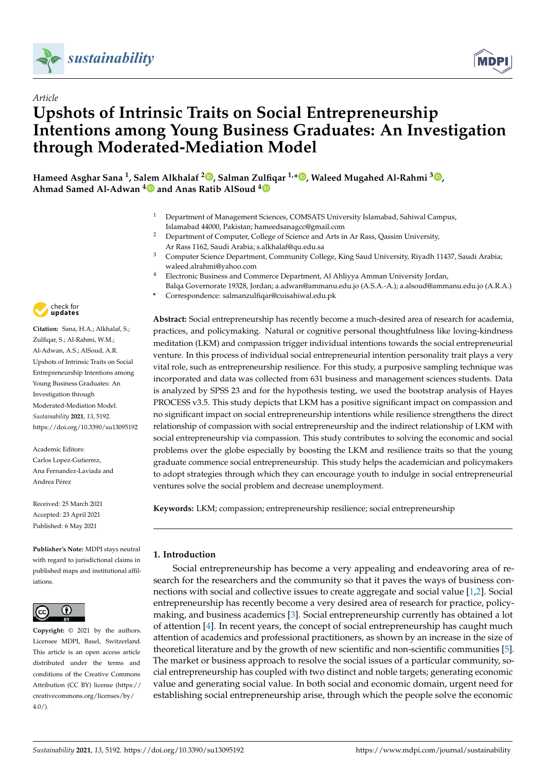*Article*

# Upshots of Intrinsic Traits on Social Entrepreneurship Intentions among Young Business Graduates: An Investigation through Moderated-Mediation Model

**Hameed Asghar Sana [1], Salem Alkhalaf [2], Salman Zulfiqar [1,*], Waleed Mugahed Al-Rahmi [3], Ahmad Samed Al-Adwan [4] and Anas Ratib AlSoud [4]**

1. Department of Management Sciences, COMSATS University Islamabad, Sahiwal Campus, Islamabad 44000, Pakistan; hameedsanagcc@gmail.com
2. Department of Computer, College of Science and Arts in Ar Rass, Qassim University, Ar Rass 1162, Saudi Arabia; s.alkhalaf@qu.edu.sa
3. Computer Science Department, Community College, King Saud University, Riyadh 11437, Saudi Arabia; waleed.alrahmi@yahoo.com
4. Electronic Business and Commerce Department, Al Ahliyya Amman University Jordan, Balqa Governorate 19328, Jordan; a.adwan@ammanu.edu.jo (A.S.A.-A.); a.alsoud@ammanu.edu.jo (A.R.A.)

\* Correspondence: salmanzulfiqar@cuisahiwal.edu.pk

**Citation:** Sana, H.A.; Alkhalaf, S.; Zulfiqar, S.; Al-Rahmi, W.M.; Al-Adwan, A.S.; AlSoud, A.R. Upshots of Intrinsic Traits on Social Entrepreneurship Intentions among Young Business Graduates: An Investigation through Moderated-Mediation Model. *Sustainability* **2021**, *13*, 5192. https://doi.org/10.3390/su13095192

Academic Editors: Carlos Lopez-Gutierrez, Ana Fernandez-Laviada and Andrea Pérez

Received: 25 March 2021
Accepted: 23 April 2021
Published: 6 May 2021

**Publisher's Note:** MDPI stays neutral with regard to jurisdictional claims in published maps and institutional affiliations.

**Copyright:** © 2021 by the authors. Licensee MDPI, Basel, Switzerland. This article is an open access article distributed under the terms and conditions of the Creative Commons Attribution (CC BY) license (https://creativecommons.org/licenses/by/4.0/).

**Abstract:** Social entrepreneurship has recently become a much-desired area of research for academia, practices, and policymaking. Natural or cognitive personal thoughtfulness like loving-kindness meditation (LKM) and compassion trigger individual intentions towards the social entrepreneurial venture. In this process of individual social entrepreneurial intention personality trait plays a very vital role, such as entrepreneurship resilience. For this study, a purposive sampling technique was incorporated and data was collected from 631 business and management sciences students. Data is analyzed by SPSS 23 and for the hypothesis testing, we used the bootstrap analysis of Hayes PROCESS v3.5. This study depicts that LKM has a positive significant impact on compassion and no significant impact on social entrepreneurship intentions while resilience strengthens the direct relationship of compassion with social entrepreneurship and the indirect relationship of LKM with social entrepreneurship via compassion. This study contributes to solving the economic and social problems over the globe especially by boosting the LKM and resilience traits so that the young graduate commence social entrepreneurship. This study helps the academician and policymakers to adopt strategies through which they can encourage youth to indulge in social entrepreneurial ventures solve the social problem and decrease unemployment.

**Keywords:** LKM; compassion; entrepreneurship resilience; social entrepreneurship

## 1. Introduction

Social entrepreneurship has become a very appealing and endeavoring area of research for the researchers and the community so that it paves the ways of business connections with social and collective issues to create aggregate and social value [1,2]. Social entrepreneurship has recently become a very desired area of research for practice, policymaking, and business academics [3]. Social entrepreneurship currently has obtained a lot of attention [4]. In recent years, the concept of social entrepreneurship has caught much attention of academics and professional practitioners, as shown by an increase in the size of theoretical literature and by the growth of new scientific and non-scientific communities [5]. The market or business approach to resolve the social issues of a particular community, social entrepreneurship has coupled with two distinct and noble targets; generating economic value and generating social value. In both social and economic domain, urgent need for establishing social entrepreneurship arise, through which the people solve the economic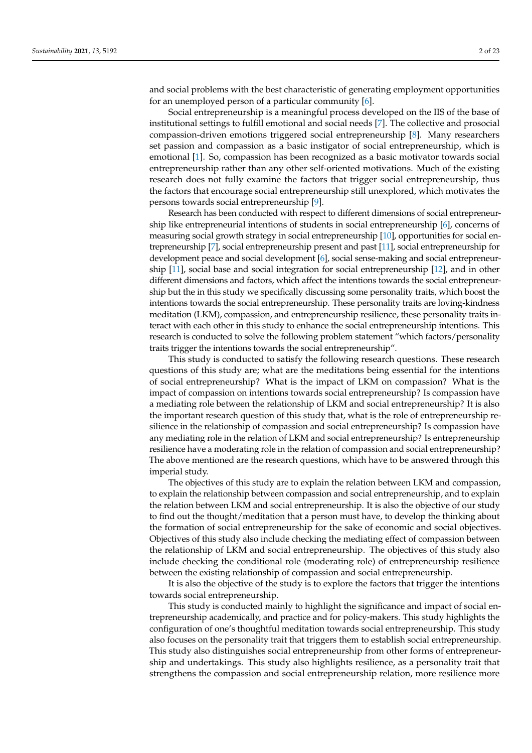and social problems with the best characteristic of generating employment opportunities for an unemployed person of a particular community [6].

Social entrepreneurship is a meaningful process developed on the IIS of the base of institutional settings to fulfill emotional and social needs [7]. The collective and prosocial compassion-driven emotions triggered social entrepreneurship [8]. Many researchers set passion and compassion as a basic instigator of social entrepreneurship, which is emotional [1]. So, compassion has been recognized as a basic motivator towards social entrepreneurship rather than any other self-oriented motivations. Much of the existing research does not fully examine the factors that trigger social entrepreneurship, thus the factors that encourage social entrepreneurship still unexplored, which motivates the persons towards social entrepreneurship [9].

Research has been conducted with respect to different dimensions of social entrepreneurship like entrepreneurial intentions of students in social entrepreneurship [6], concerns of measuring social growth strategy in social entrepreneurship [10], opportunities for social entrepreneurship [7], social entrepreneurship present and past [11], social entrepreneurship for development peace and social development [6], social sense-making and social entrepreneurship [11], social base and social integration for social entrepreneurship [12], and in other different dimensions and factors, which affect the intentions towards the social entrepreneurship but the in this study we specifically discussing some personality traits, which boost the intentions towards the social entrepreneurship. These personality traits are loving-kindness meditation (LKM), compassion, and entrepreneurship resilience, these personality traits interact with each other in this study to enhance the social entrepreneurship intentions. This research is conducted to solve the following problem statement "which factors/personality traits trigger the intentions towards the social entrepreneurship".

This study is conducted to satisfy the following research questions. These research questions of this study are; what are the meditations being essential for the intentions of social entrepreneurship? What is the impact of LKM on compassion? What is the impact of compassion on intentions towards social entrepreneurship? Is compassion have a mediating role between the relationship of LKM and social entrepreneurship? It is also the important research question of this study that, what is the role of entrepreneurship resilience in the relationship of compassion and social entrepreneurship? Is compassion have any mediating role in the relation of LKM and social entrepreneurship? Is entrepreneurship resilience have a moderating role in the relation of compassion and social entrepreneurship? The above mentioned are the research questions, which have to be answered through this imperial study.

The objectives of this study are to explain the relation between LKM and compassion, to explain the relationship between compassion and social entrepreneurship, and to explain the relation between LKM and social entrepreneurship. It is also the objective of our study to find out the thought/meditation that a person must have, to develop the thinking about the formation of social entrepreneurship for the sake of economic and social objectives. Objectives of this study also include checking the mediating effect of compassion between the relationship of LKM and social entrepreneurship. The objectives of this study also include checking the conditional role (moderating role) of entrepreneurship resilience between the existing relationship of compassion and social entrepreneurship.

It is also the objective of the study is to explore the factors that trigger the intentions towards social entrepreneurship.

This study is conducted mainly to highlight the significance and impact of social entrepreneurship academically, and practice and for policy-makers. This study highlights the configuration of one's thoughtful meditation towards social entrepreneurship. This study also focuses on the personality trait that triggers them to establish social entrepreneurship. This study also distinguishes social entrepreneurship from other forms of entrepreneurship and undertakings. This study also highlights resilience, as a personality trait that strengthens the compassion and social entrepreneurship relation, more resilience more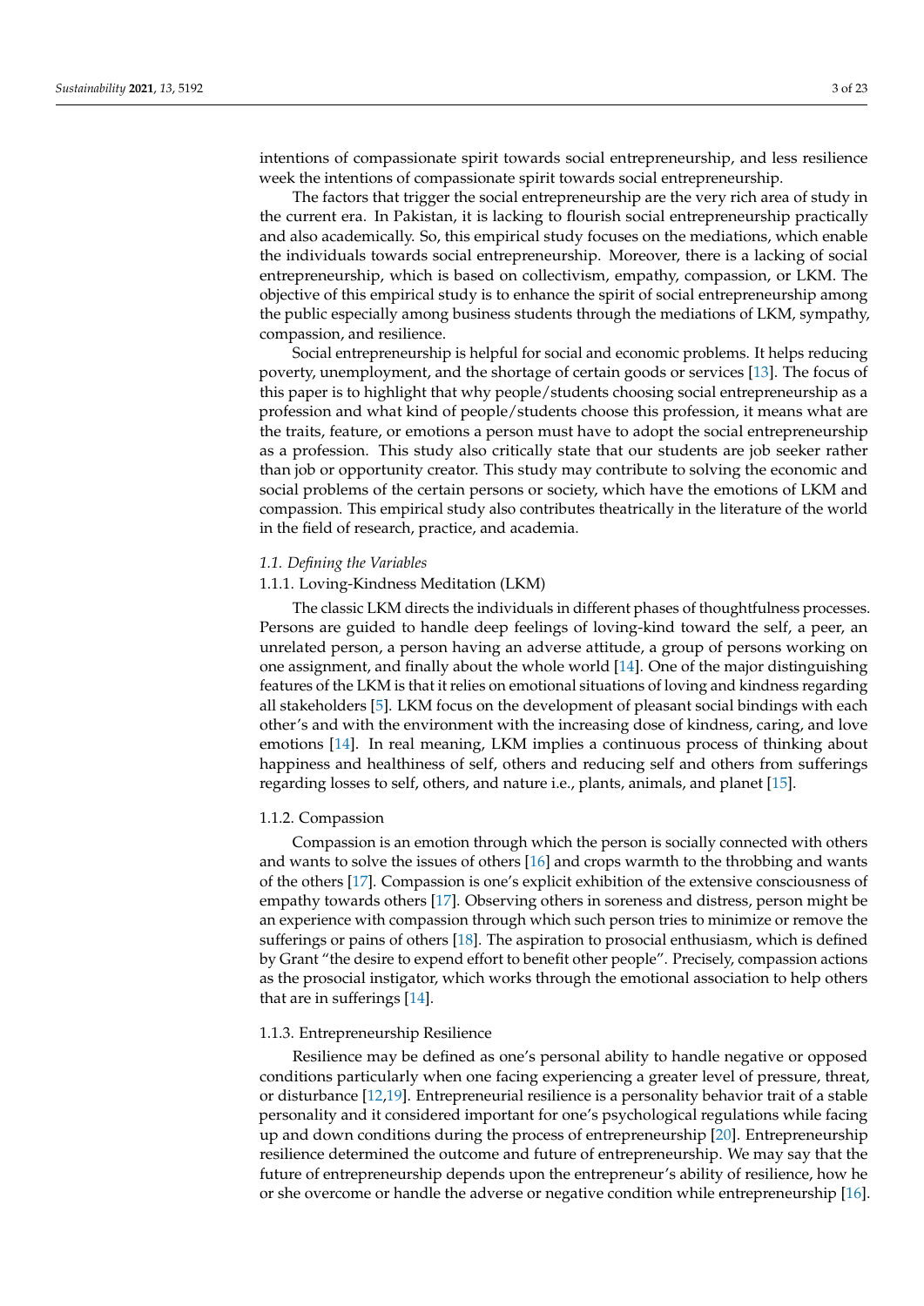intentions of compassionate spirit towards social entrepreneurship, and less resilience week the intentions of compassionate spirit towards social entrepreneurship.

The factors that trigger the social entrepreneurship are the very rich area of study in the current era. In Pakistan, it is lacking to flourish social entrepreneurship practically and also academically. So, this empirical study focuses on the mediations, which enable the individuals towards social entrepreneurship. Moreover, there is a lacking of social entrepreneurship, which is based on collectivism, empathy, compassion, or LKM. The objective of this empirical study is to enhance the spirit of social entrepreneurship among the public especially among business students through the mediations of LKM, sympathy, compassion, and resilience.

Social entrepreneurship is helpful for social and economic problems. It helps reducing poverty, unemployment, and the shortage of certain goods or services [13]. The focus of this paper is to highlight that why people/students choosing social entrepreneurship as a profession and what kind of people/students choose this profession, it means what are the traits, feature, or emotions a person must have to adopt the social entrepreneurship as a profession. This study also critically state that our students are job seeker rather than job or opportunity creator. This study may contribute to solving the economic and social problems of the certain persons or society, which have the emotions of LKM and compassion. This empirical study also contributes theatrically in the literature of the world in the field of research, practice, and academia.

### *1.1. Defining the Variables*

#### 1.1.1. Loving-Kindness Meditation (LKM)

The classic LKM directs the individuals in different phases of thoughtfulness processes. Persons are guided to handle deep feelings of loving-kind toward the self, a peer, an unrelated person, a person having an adverse attitude, a group of persons working on one assignment, and finally about the whole world [14]. One of the major distinguishing features of the LKM is that it relies on emotional situations of loving and kindness regarding all stakeholders [5]. LKM focus on the development of pleasant social bindings with each other's and with the environment with the increasing dose of kindness, caring, and love emotions [14]. In real meaning, LKM implies a continuous process of thinking about happiness and healthiness of self, others and reducing self and others from sufferings regarding losses to self, others, and nature i.e., plants, animals, and planet [15].

#### 1.1.2. Compassion

Compassion is an emotion through which the person is socially connected with others and wants to solve the issues of others [16] and crops warmth to the throbbing and wants of the others [17]. Compassion is one's explicit exhibition of the extensive consciousness of empathy towards others [17]. Observing others in soreness and distress, person might be an experience with compassion through which such person tries to minimize or remove the sufferings or pains of others [18]. The aspiration to prosocial enthusiasm, which is defined by Grant "the desire to expend effort to benefit other people". Precisely, compassion actions as the prosocial instigator, which works through the emotional association to help others that are in sufferings [14].

#### 1.1.3. Entrepreneurship Resilience

Resilience may be defined as one's personal ability to handle negative or opposed conditions particularly when one facing experiencing a greater level of pressure, threat, or disturbance [12,19]. Entrepreneurial resilience is a personality behavior trait of a stable personality and it considered important for one's psychological regulations while facing up and down conditions during the process of entrepreneurship [20]. Entrepreneurship resilience determined the outcome and future of entrepreneurship. We may say that the future of entrepreneurship depends upon the entrepreneur's ability of resilience, how he or she overcome or handle the adverse or negative condition while entrepreneurship [16].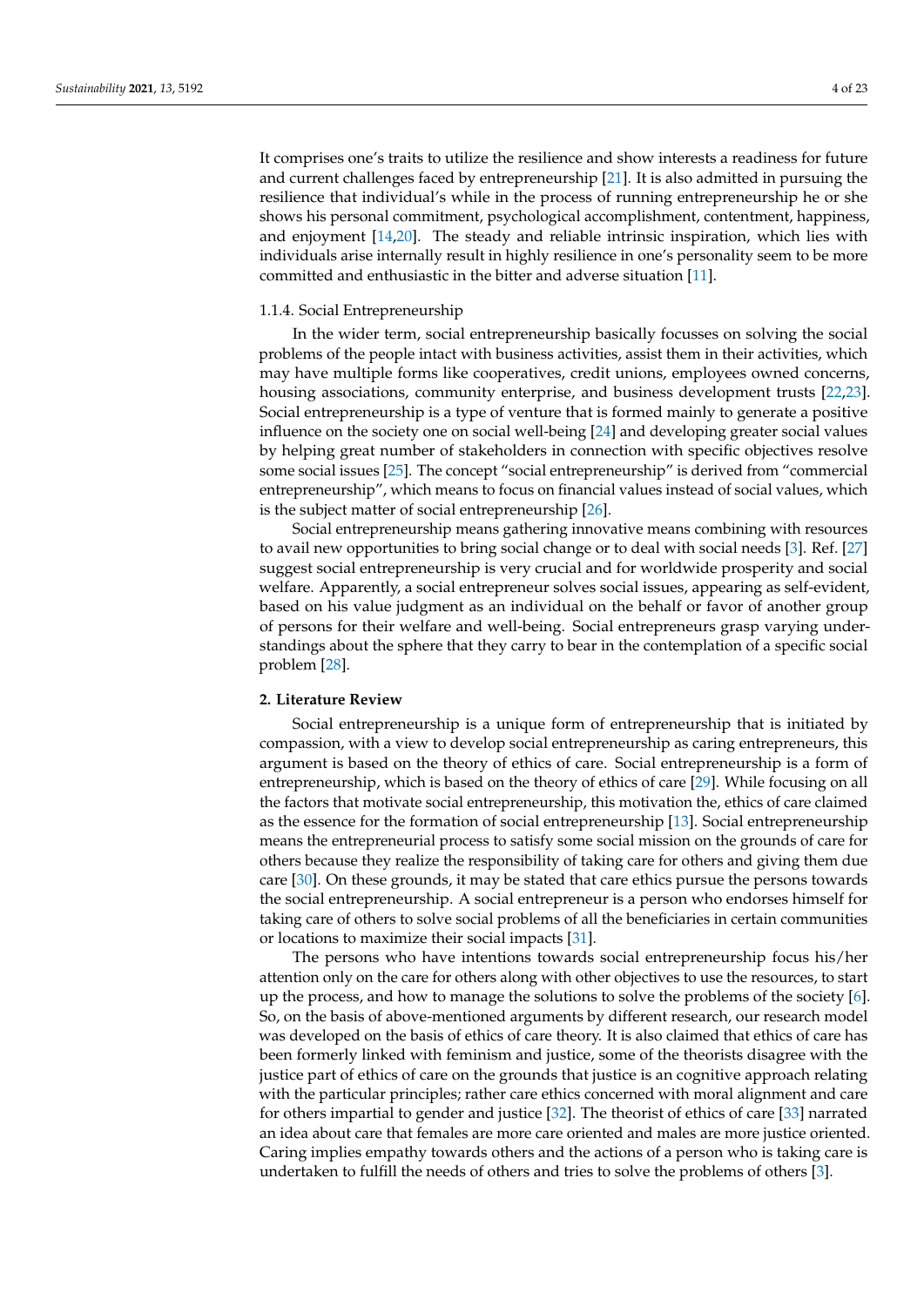It comprises one's traits to utilize the resilience and show interests a readiness for future and current challenges faced by entrepreneurship [21]. It is also admitted in pursuing the resilience that individual's while in the process of running entrepreneurship he or she shows his personal commitment, psychological accomplishment, contentment, happiness, and enjoyment [14,20]. The steady and reliable intrinsic inspiration, which lies with individuals arise internally result in highly resilience in one's personality seem to be more committed and enthusiastic in the bitter and adverse situation [11].

#### 1.1.4. Social Entrepreneurship

In the wider term, social entrepreneurship basically focusses on solving the social problems of the people intact with business activities, assist them in their activities, which may have multiple forms like cooperatives, credit unions, employees owned concerns, housing associations, community enterprise, and business development trusts [22,23]. Social entrepreneurship is a type of venture that is formed mainly to generate a positive influence on the society one on social well-being [24] and developing greater social values by helping great number of stakeholders in connection with specific objectives resolve some social issues [25]. The concept "social entrepreneurship" is derived from "commercial entrepreneurship", which means to focus on financial values instead of social values, which is the subject matter of social entrepreneurship [26].

Social entrepreneurship means gathering innovative means combining with resources to avail new opportunities to bring social change or to deal with social needs [3]. Ref. [27] suggest social entrepreneurship is very crucial and for worldwide prosperity and social welfare. Apparently, a social entrepreneur solves social issues, appearing as self-evident, based on his value judgment as an individual on the behalf or favor of another group of persons for their welfare and well-being. Social entrepreneurs grasp varying understandings about the sphere that they carry to bear in the contemplation of a specific social problem [28].

## 2. Literature Review

Social entrepreneurship is a unique form of entrepreneurship that is initiated by compassion, with a view to develop social entrepreneurship as caring entrepreneurs, this argument is based on the theory of ethics of care. Social entrepreneurship is a form of entrepreneurship, which is based on the theory of ethics of care [29]. While focusing on all the factors that motivate social entrepreneurship, this motivation the, ethics of care claimed as the essence for the formation of social entrepreneurship [13]. Social entrepreneurship means the entrepreneurial process to satisfy some social mission on the grounds of care for others because they realize the responsibility of taking care for others and giving them due care [30]. On these grounds, it may be stated that care ethics pursue the persons towards the social entrepreneurship. A social entrepreneur is a person who endorses himself for taking care of others to solve social problems of all the beneficiaries in certain communities or locations to maximize their social impacts [31].

The persons who have intentions towards social entrepreneurship focus his/her attention only on the care for others along with other objectives to use the resources, to start up the process, and how to manage the solutions to solve the problems of the society [6]. So, on the basis of above-mentioned arguments by different research, our research model was developed on the basis of ethics of care theory. It is also claimed that ethics of care has been formerly linked with feminism and justice, some of the theorists disagree with the justice part of ethics of care on the grounds that justice is an cognitive approach relating with the particular principles; rather care ethics concerned with moral alignment and care for others impartial to gender and justice [32]. The theorist of ethics of care [33] narrated an idea about care that females are more care oriented and males are more justice oriented. Caring implies empathy towards others and the actions of a person who is taking care is undertaken to fulfill the needs of others and tries to solve the problems of others [3].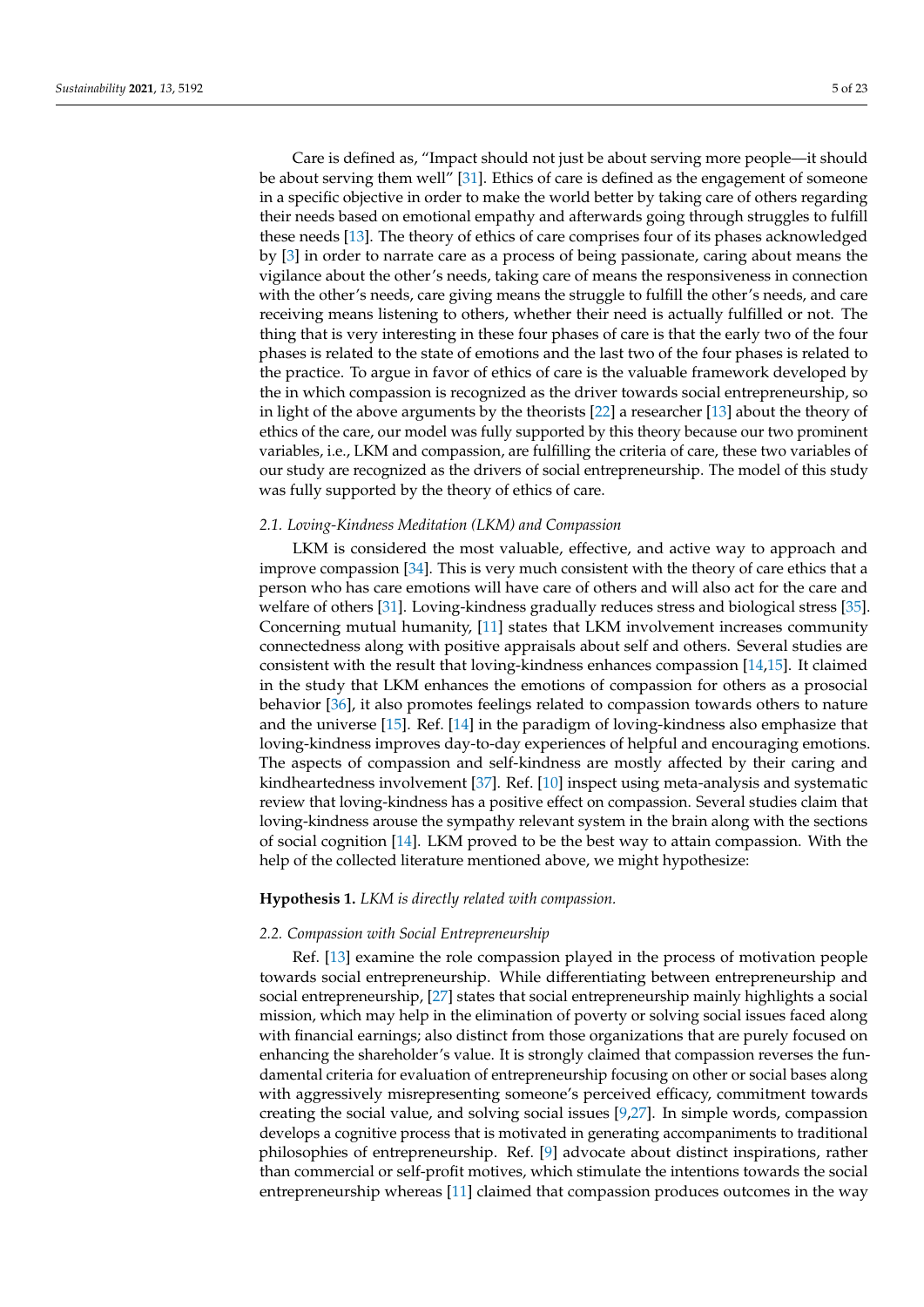Care is defined as, "Impact should not just be about serving more people—it should be about serving them well" [31]. Ethics of care is defined as the engagement of someone in a specific objective in order to make the world better by taking care of others regarding their needs based on emotional empathy and afterwards going through struggles to fulfill these needs [13]. The theory of ethics of care comprises four of its phases acknowledged by [3] in order to narrate care as a process of being passionate, caring about means the vigilance about the other's needs, taking care of means the responsiveness in connection with the other's needs, care giving means the struggle to fulfill the other's needs, and care receiving means listening to others, whether their need is actually fulfilled or not. The thing that is very interesting in these four phases of care is that the early two of the four phases is related to the state of emotions and the last two of the four phases is related to the practice. To argue in favor of ethics of care is the valuable framework developed by the in which compassion is recognized as the driver towards social entrepreneurship, so in light of the above arguments by the theorists [22] a researcher [13] about the theory of ethics of the care, our model was fully supported by this theory because our two prominent variables, i.e., LKM and compassion, are fulfilling the criteria of care, these two variables of our study are recognized as the drivers of social entrepreneurship. The model of this study was fully supported by the theory of ethics of care.

### 2.1. Loving-Kindness Meditation (LKM) and Compassion

LKM is considered the most valuable, effective, and active way to approach and improve compassion [34]. This is very much consistent with the theory of care ethics that a person who has care emotions will have care of others and will also act for the care and welfare of others [31]. Loving-kindness gradually reduces stress and biological stress [35]. Concerning mutual humanity, [11] states that LKM involvement increases community connectedness along with positive appraisals about self and others. Several studies are consistent with the result that loving-kindness enhances compassion [14,15]. It claimed in the study that LKM enhances the emotions of compassion for others as a prosocial behavior [36], it also promotes feelings related to compassion towards others to nature and the universe [15]. Ref. [14] in the paradigm of loving-kindness also emphasize that loving-kindness improves day-to-day experiences of helpful and encouraging emotions. The aspects of compassion and self-kindness are mostly affected by their caring and kindheartedness involvement [37]. Ref. [10] inspect using meta-analysis and systematic review that loving-kindness has a positive effect on compassion. Several studies claim that loving-kindness arouse the sympathy relevant system in the brain along with the sections of social cognition [14]. LKM proved to be the best way to attain compassion. With the help of the collected literature mentioned above, we might hypothesize:

**Hypothesis 1.** *LKM is directly related with compassion.*

### 2.2. Compassion with Social Entrepreneurship

Ref. [13] examine the role compassion played in the process of motivation people towards social entrepreneurship. While differentiating between entrepreneurship and social entrepreneurship, [27] states that social entrepreneurship mainly highlights a social mission, which may help in the elimination of poverty or solving social issues faced along with financial earnings; also distinct from those organizations that are purely focused on enhancing the shareholder's value. It is strongly claimed that compassion reverses the fundamental criteria for evaluation of entrepreneurship focusing on other or social bases along with aggressively misrepresenting someone's perceived efficacy, commitment towards creating the social value, and solving social issues [9,27]. In simple words, compassion develops a cognitive process that is motivated in generating accompaniments to traditional philosophies of entrepreneurship. Ref. [9] advocate about distinct inspirations, rather than commercial or self-profit motives, which stimulate the intentions towards the social entrepreneurship whereas [11] claimed that compassion produces outcomes in the way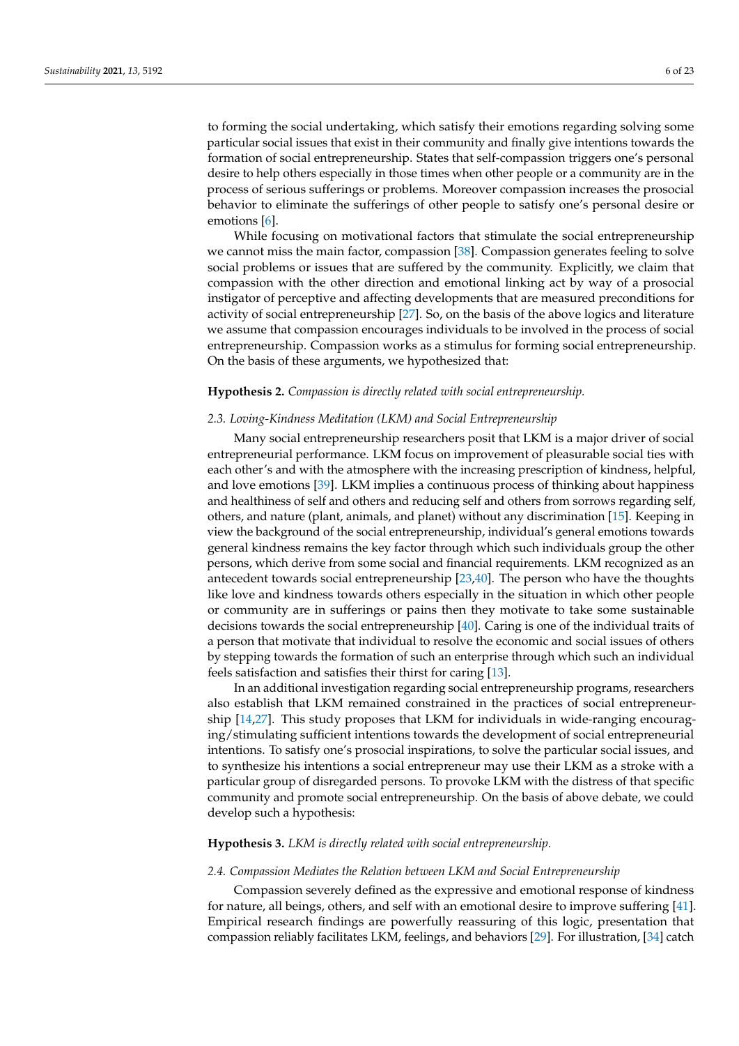to forming the social undertaking, which satisfy their emotions regarding solving some particular social issues that exist in their community and finally give intentions towards the formation of social entrepreneurship. States that self-compassion triggers one's personal desire to help others especially in those times when other people or a community are in the process of serious sufferings or problems. Moreover compassion increases the prosocial behavior to eliminate the sufferings of other people to satisfy one's personal desire or emotions [6].

While focusing on motivational factors that stimulate the social entrepreneurship we cannot miss the main factor, compassion [38]. Compassion generates feeling to solve social problems or issues that are suffered by the community. Explicitly, we claim that compassion with the other direction and emotional linking act by way of a prosocial instigator of perceptive and affecting developments that are measured preconditions for activity of social entrepreneurship [27]. So, on the basis of the above logics and literature we assume that compassion encourages individuals to be involved in the process of social entrepreneurship. Compassion works as a stimulus for forming social entrepreneurship. On the basis of these arguments, we hypothesized that:

**Hypothesis 2.** *Compassion is directly related with social entrepreneurship.*

### *2.3. Loving-Kindness Meditation (LKM) and Social Entrepreneurship*

Many social entrepreneurship researchers posit that LKM is a major driver of social entrepreneurial performance. LKM focus on improvement of pleasurable social ties with each other's and with the atmosphere with the increasing prescription of kindness, helpful, and love emotions [39]. LKM implies a continuous process of thinking about happiness and healthiness of self and others and reducing self and others from sorrows regarding self, others, and nature (plant, animals, and planet) without any discrimination [15]. Keeping in view the background of the social entrepreneurship, individual's general emotions towards general kindness remains the key factor through which such individuals group the other persons, which derive from some social and financial requirements. LKM recognized as an antecedent towards social entrepreneurship [23,40]. The person who have the thoughts like love and kindness towards others especially in the situation in which other people or community are in sufferings or pains then they motivate to take some sustainable decisions towards the social entrepreneurship [40]. Caring is one of the individual traits of a person that motivate that individual to resolve the economic and social issues of others by stepping towards the formation of such an enterprise through which such an individual feels satisfaction and satisfies their thirst for caring [13].

In an additional investigation regarding social entrepreneurship programs, researchers also establish that LKM remained constrained in the practices of social entrepreneurship [14,27]. This study proposes that LKM for individuals in wide-ranging encouraging/stimulating sufficient intentions towards the development of social entrepreneurial intentions. To satisfy one's prosocial inspirations, to solve the particular social issues, and to synthesize his intentions a social entrepreneur may use their LKM as a stroke with a particular group of disregarded persons. To provoke LKM with the distress of that specific community and promote social entrepreneurship. On the basis of above debate, we could develop such a hypothesis:

**Hypothesis 3.** *LKM is directly related with social entrepreneurship.*

### *2.4. Compassion Mediates the Relation between LKM and Social Entrepreneurship*

Compassion severely defined as the expressive and emotional response of kindness for nature, all beings, others, and self with an emotional desire to improve suffering [41]. Empirical research findings are powerfully reassuring of this logic, presentation that compassion reliably facilitates LKM, feelings, and behaviors [29]. For illustration, [34] catch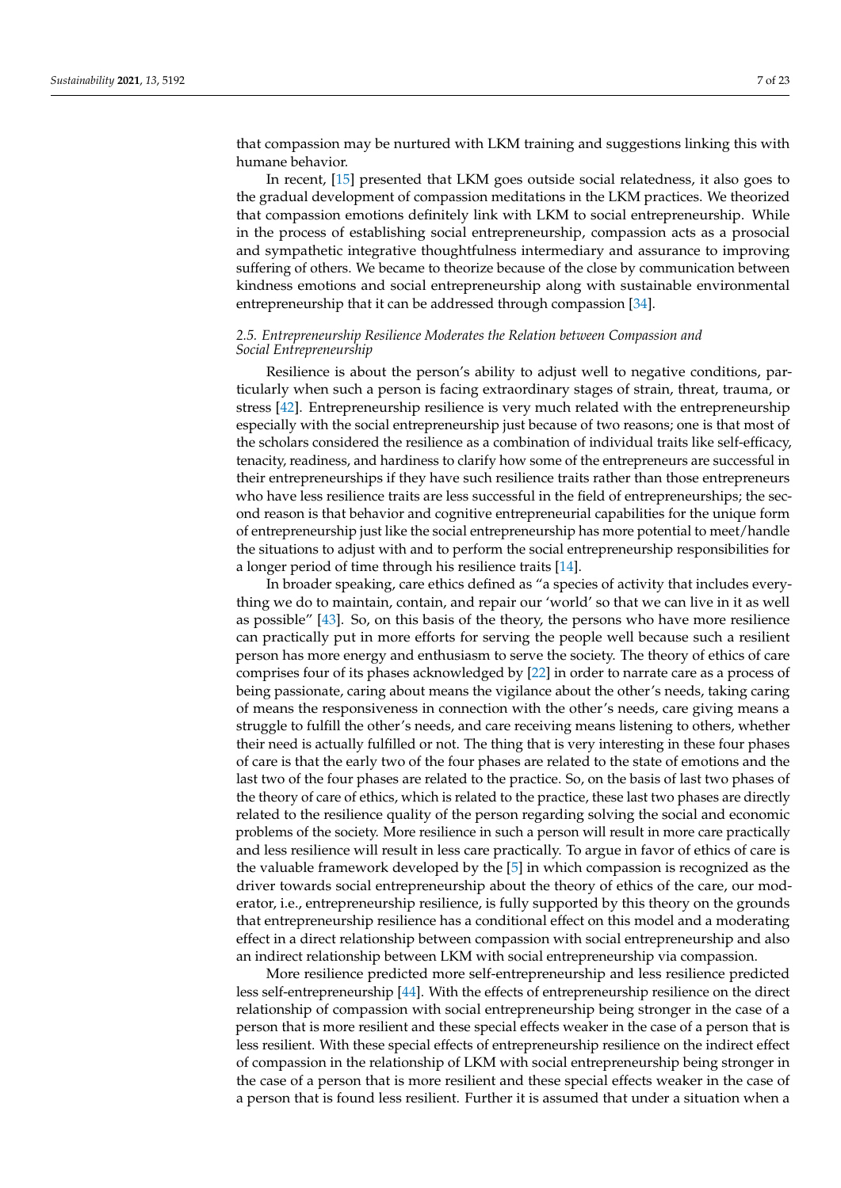that compassion may be nurtured with LKM training and suggestions linking this with humane behavior.

In recent, [15] presented that LKM goes outside social relatedness, it also goes to the gradual development of compassion meditations in the LKM practices. We theorized that compassion emotions definitely link with LKM to social entrepreneurship. While in the process of establishing social entrepreneurship, compassion acts as a prosocial and sympathetic integrative thoughtfulness intermediary and assurance to improving suffering of others. We became to theorize because of the close by communication between kindness emotions and social entrepreneurship along with sustainable environmental entrepreneurship that it can be addressed through compassion [34].

### *2.5. Entrepreneurship Resilience Moderates the Relation between Compassion and Social Entrepreneurship*

Resilience is about the person's ability to adjust well to negative conditions, particularly when such a person is facing extraordinary stages of strain, threat, trauma, or stress [42]. Entrepreneurship resilience is very much related with the entrepreneurship especially with the social entrepreneurship just because of two reasons; one is that most of the scholars considered the resilience as a combination of individual traits like self-efficacy, tenacity, readiness, and hardiness to clarify how some of the entrepreneurs are successful in their entrepreneurships if they have such resilience traits rather than those entrepreneurs who have less resilience traits are less successful in the field of entrepreneurships; the second reason is that behavior and cognitive entrepreneurial capabilities for the unique form of entrepreneurship just like the social entrepreneurship has more potential to meet/handle the situations to adjust with and to perform the social entrepreneurship responsibilities for a longer period of time through his resilience traits [14].

In broader speaking, care ethics defined as "a species of activity that includes everything we do to maintain, contain, and repair our 'world' so that we can live in it as well as possible" [43]. So, on this basis of the theory, the persons who have more resilience can practically put in more efforts for serving the people well because such a resilient person has more energy and enthusiasm to serve the society. The theory of ethics of care comprises four of its phases acknowledged by [22] in order to narrate care as a process of being passionate, caring about means the vigilance about the other's needs, taking caring of means the responsiveness in connection with the other's needs, care giving means a struggle to fulfill the other's needs, and care receiving means listening to others, whether their need is actually fulfilled or not. The thing that is very interesting in these four phases of care is that the early two of the four phases are related to the state of emotions and the last two of the four phases are related to the practice. So, on the basis of last two phases of the theory of care of ethics, which is related to the practice, these last two phases are directly related to the resilience quality of the person regarding solving the social and economic problems of the society. More resilience in such a person will result in more care practically and less resilience will result in less care practically. To argue in favor of ethics of care is the valuable framework developed by the [5] in which compassion is recognized as the driver towards social entrepreneurship about the theory of ethics of the care, our moderator, i.e., entrepreneurship resilience, is fully supported by this theory on the grounds that entrepreneurship resilience has a conditional effect on this model and a moderating effect in a direct relationship between compassion with social entrepreneurship and also an indirect relationship between LKM with social entrepreneurship via compassion.

More resilience predicted more self-entrepreneurship and less resilience predicted less self-entrepreneurship [44]. With the effects of entrepreneurship resilience on the direct relationship of compassion with social entrepreneurship being stronger in the case of a person that is more resilient and these special effects weaker in the case of a person that is less resilient. With these special effects of entrepreneurship resilience on the indirect effect of compassion in the relationship of LKM with social entrepreneurship being stronger in the case of a person that is more resilient and these special effects weaker in the case of a person that is found less resilient. Further it is assumed that under a situation when a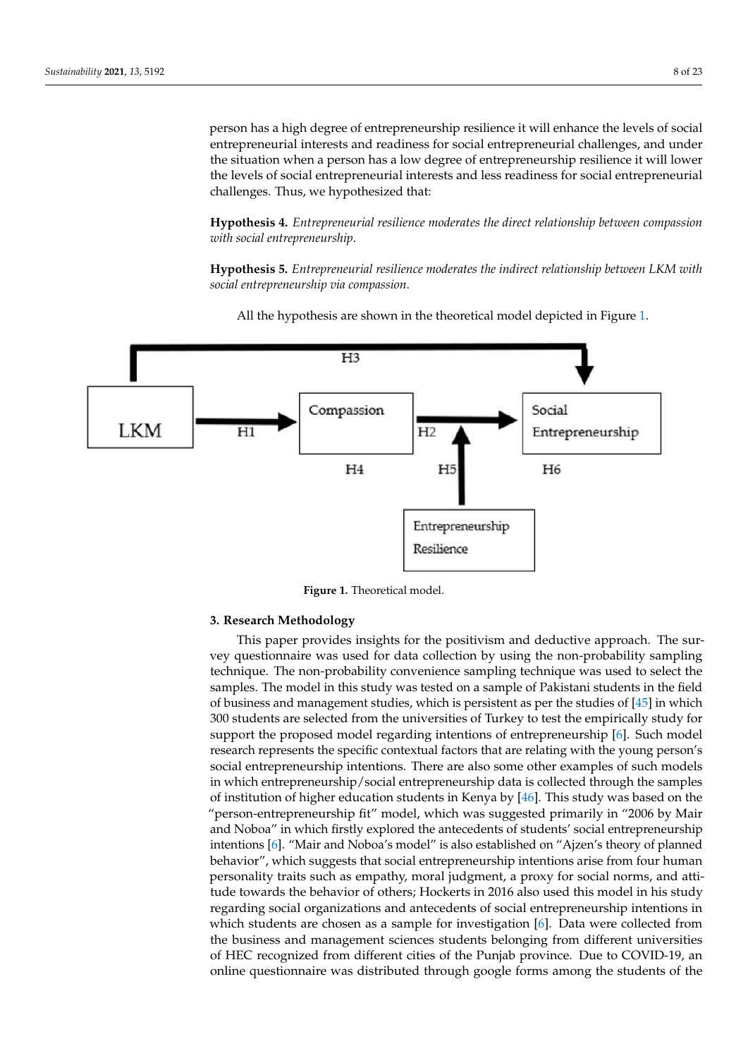person has a high degree of entrepreneurship resilience it will enhance the levels of social entrepreneurial interests and readiness for social entrepreneurial challenges, and under the situation when a person has a low degree of entrepreneurship resilience it will lower the levels of social entrepreneurial interests and less readiness for social entrepreneurial challenges. Thus, we hypothesized that:

**Hypothesis 4.** *Entrepreneurial resilience moderates the direct relationship between compassion with social entrepreneurship.*

**Hypothesis 5.** *Entrepreneurial resilience moderates the indirect relationship between LKM with social entrepreneurship via compassion.*

All the hypothesis are shown in the theoretical model depicted in Figure 1.

Figure 1. Theoretical model.

## 3. Research Methodology

This paper provides insights for the positivism and deductive approach. The survey questionnaire was used for data collection by using the non-probability sampling technique. The non-probability convenience sampling technique was used to select the samples. The model in this study was tested on a sample of Pakistani students in the field of business and management studies, which is persistent as per the studies of [45] in which 300 students are selected from the universities of Turkey to test the empirically study for support the proposed model regarding intentions of entrepreneurship [6]. Such model research represents the specific contextual factors that are relating with the young person's social entrepreneurship intentions. There are also some other examples of such models in which entrepreneurship/social entrepreneurship data is collected through the samples of institution of higher education students in Kenya by [46]. This study was based on the "person-entrepreneurship fit" model, which was suggested primarily in "2006 by Mair and Noboa" in which firstly explored the antecedents of students' social entrepreneurship intentions [6]. "Mair and Noboa's model" is also established on "Ajzen's theory of planned behavior", which suggests that social entrepreneurship intentions arise from four human personality traits such as empathy, moral judgment, a proxy for social norms, and attitude towards the behavior of others; Hockerts in 2016 also used this model in his study regarding social organizations and antecedents of social entrepreneurship intentions in which students are chosen as a sample for investigation [6]. Data were collected from the business and management sciences students belonging from different universities of HEC recognized from different cities of the Punjab province. Due to COVID-19, an online questionnaire was distributed through google forms among the students of the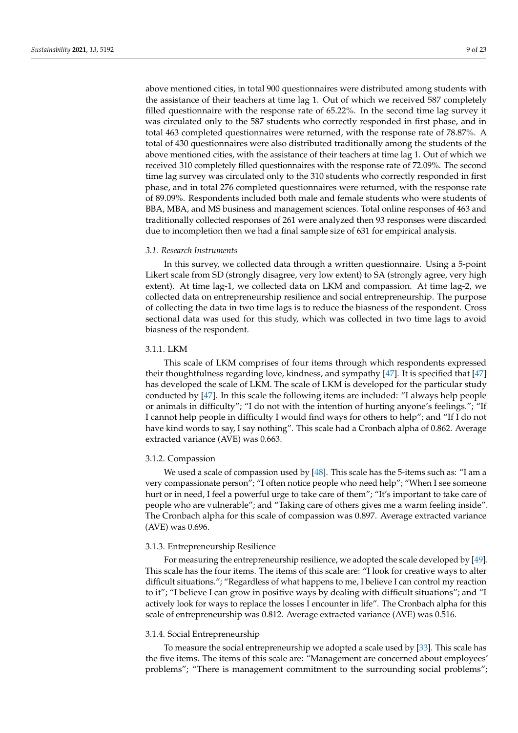above mentioned cities, in total 900 questionnaires were distributed among students with the assistance of their teachers at time lag 1. Out of which we received 587 completely filled questionnaire with the response rate of 65.22%. In the second time lag survey it was circulated only to the 587 students who correctly responded in first phase, and in total 463 completed questionnaires were returned, with the response rate of 78.87%. A total of 430 questionnaires were also distributed traditionally among the students of the above mentioned cities, with the assistance of their teachers at time lag 1. Out of which we received 310 completely filled questionnaires with the response rate of 72.09%. The second time lag survey was circulated only to the 310 students who correctly responded in first phase, and in total 276 completed questionnaires were returned, with the response rate of 89.09%. Respondents included both male and female students who were students of BBA, MBA, and MS business and management sciences. Total online responses of 463 and traditionally collected responses of 261 were analyzed then 93 responses were discarded due to incompletion then we had a final sample size of 631 for empirical analysis.

### *3.1. Research Instruments*

In this survey, we collected data through a written questionnaire. Using a 5-point Likert scale from SD (strongly disagree, very low extent) to SA (strongly agree, very high extent). At time lag-1, we collected data on LKM and compassion. At time lag-2, we collected data on entrepreneurship resilience and social entrepreneurship. The purpose of collecting the data in two time lags is to reduce the biasness of the respondent. Cross sectional data was used for this study, which was collected in two time lags to avoid biasness of the respondent.

#### 3.1.1. LKM

This scale of LKM comprises of four items through which respondents expressed their thoughtfulness regarding love, kindness, and sympathy [47]. It is specified that [47] has developed the scale of LKM. The scale of LKM is developed for the particular study conducted by [47]. In this scale the following items are included: "I always help people or animals in difficulty"; "I do not with the intention of hurting anyone's feelings."; "If I cannot help people in difficulty I would find ways for others to help"; and "If I do not have kind words to say, I say nothing". This scale had a Cronbach alpha of 0.862. Average extracted variance (AVE) was 0.663.

#### 3.1.2. Compassion

We used a scale of compassion used by [48]. This scale has the 5-items such as: "I am a very compassionate person"; "I often notice people who need help"; "When I see someone hurt or in need, I feel a powerful urge to take care of them"; "It's important to take care of people who are vulnerable"; and "Taking care of others gives me a warm feeling inside". The Cronbach alpha for this scale of compassion was 0.897. Average extracted variance (AVE) was 0.696.

#### 3.1.3. Entrepreneurship Resilience

For measuring the entrepreneurship resilience, we adopted the scale developed by [49]. This scale has the four items. The items of this scale are: "I look for creative ways to alter difficult situations."; "Regardless of what happens to me, I believe I can control my reaction to it"; "I believe I can grow in positive ways by dealing with difficult situations"; and "I actively look for ways to replace the losses I encounter in life". The Cronbach alpha for this scale of entrepreneurship was 0.812. Average extracted variance (AVE) was 0.516.

#### 3.1.4. Social Entrepreneurship

To measure the social entrepreneurship we adopted a scale used by [33]. This scale has the five items. The items of this scale are: "Management are concerned about employees' problems"; "There is management commitment to the surrounding social problems";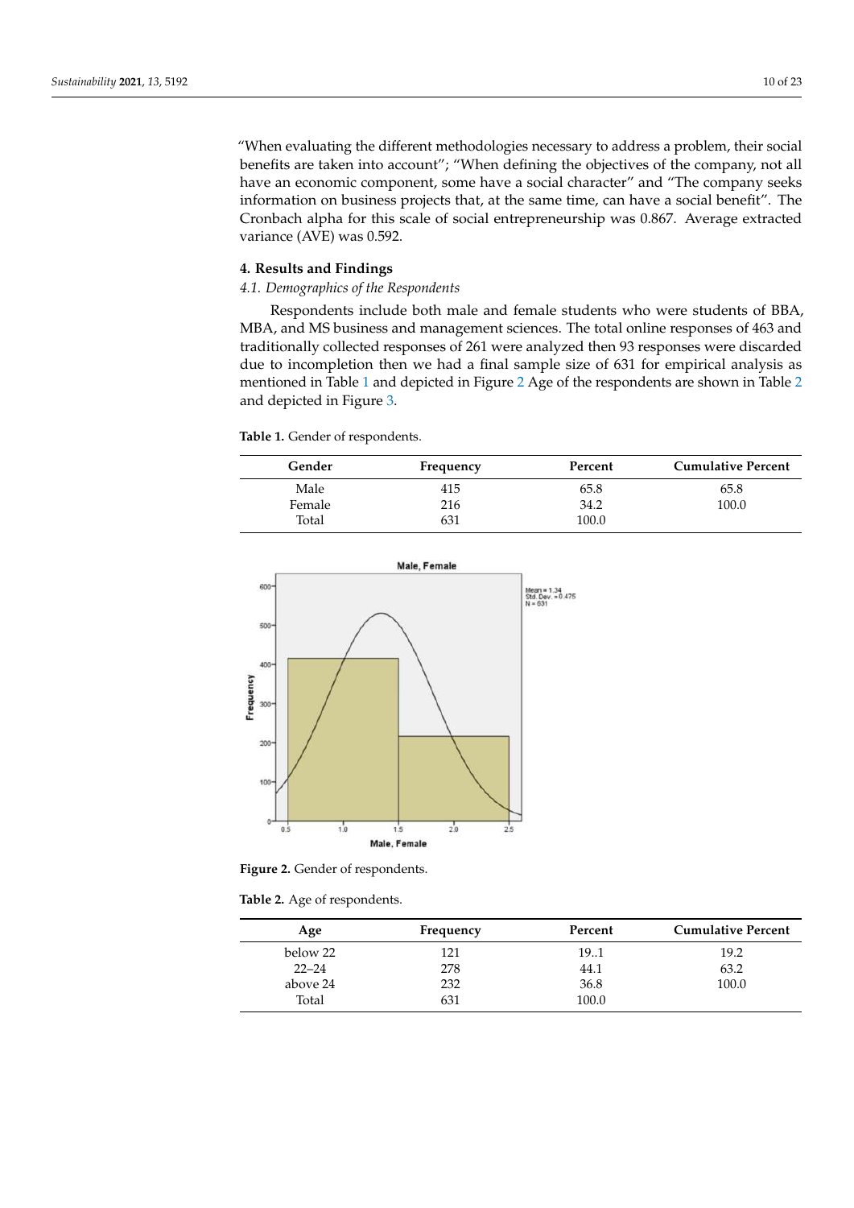"When evaluating the different methodologies necessary to address a problem, their social benefits are taken into account"; "When defining the objectives of the company, not all have an economic component, some have a social character" and "The company seeks information on business projects that, at the same time, can have a social benefit". The Cronbach alpha for this scale of social entrepreneurship was 0.867. Average extracted variance (AVE) was 0.592.

## 4. Results and Findings

### *4.1. Demographics of the Respondents*

Respondents include both male and female students who were students of BBA, MBA, and MS business and management sciences. The total online responses of 463 and traditionally collected responses of 261 were analyzed then 93 responses were discarded due to incompletion then we had a final sample size of 631 for empirical analysis as mentioned in Table 1 and depicted in Figure 2 Age of the respondents are shown in Table 2 and depicted in Figure 3.

**Table 1.** Gender of respondents.

| Gender | Frequency | Percent | Cumulative Percent |
|---|---|---|---|
| Male | 415 | 65.8 | 65.8 |
| Female | 216 | 34.2 | 100.0 |
| Total | 631 | 100.0 | |

**Figure 2.** Gender of respondents.

**Table 2.** Age of respondents.

| Age | Frequency | Percent | Cumulative Percent |
|---|---|---|---|
| below 22 | 121 | 19..1 | 19.2 |
| 22–24 | 278 | 44.1 | 63.2 |
| above 24 | 232 | 36.8 | 100.0 |
| Total | 631 | 100.0 | |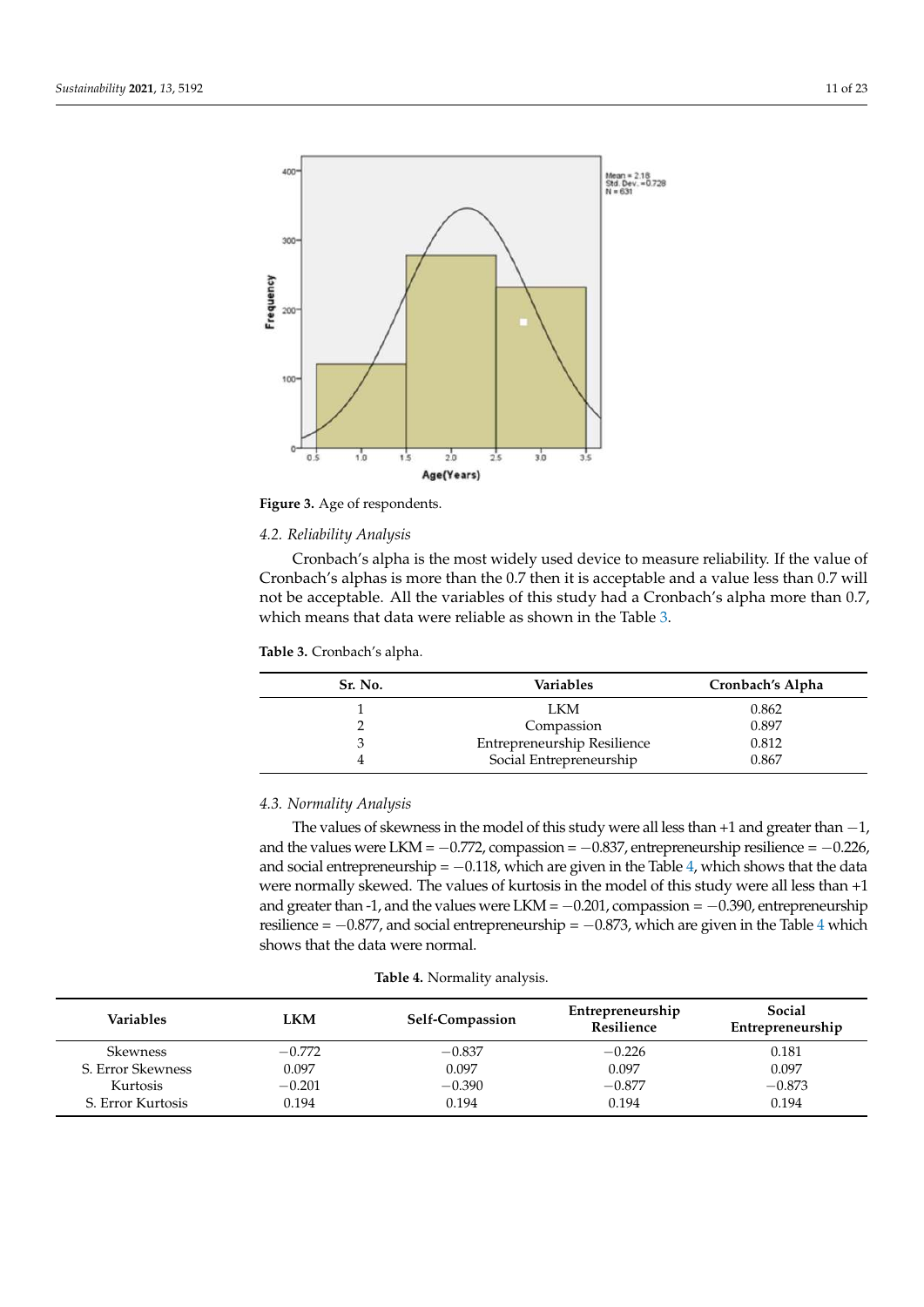Figure 3. Age of respondents.

### 4.2. Reliability Analysis

Cronbach's alpha is the most widely used device to measure reliability. If the value of Cronbach's alphas is more than the 0.7 then it is acceptable and a value less than 0.7 will not be acceptable. All the variables of this study had a Cronbach's alpha more than 0.7, which means that data were reliable as shown in the Table 3.

**Table 3.** Cronbach's alpha.

| Sr. No. | Variables | Cronbach's Alpha |
|---|---|---|
| 1 | LKM | 0.862 |
| 2 | Compassion | 0.897 |
| 3 | Entrepreneurship Resilience | 0.812 |
| 4 | Social Entrepreneurship | 0.867 |

### 4.3. Normality Analysis

The values of skewness in the model of this study were all less than +1 and greater than −1, and the values were LKM = −0.772, compassion = −0.837, entrepreneurship resilience = −0.226, and social entrepreneurship = −0.118, which are given in the Table 4, which shows that the data were normally skewed. The values of kurtosis in the model of this study were all less than +1 and greater than -1, and the values were LKM = −0.201, compassion = −0.390, entrepreneurship resilience = −0.877, and social entrepreneurship = −0.873, which are given in the Table 4 which shows that the data were normal.

**Table 4.** Normality analysis.

| Variables | LKM | Self-Compassion | Entrepreneurship Resilience | Social Entrepreneurship |
|---|---|---|---|---|
| Skewness | −0.772 | −0.837 | −0.226 | 0.181 |
| S. Error Skewness | 0.097 | 0.097 | 0.097 | 0.097 |
| Kurtosis | −0.201 | −0.390 | −0.877 | −0.873 |
| S. Error Kurtosis | 0.194 | 0.194 | 0.194 | 0.194 |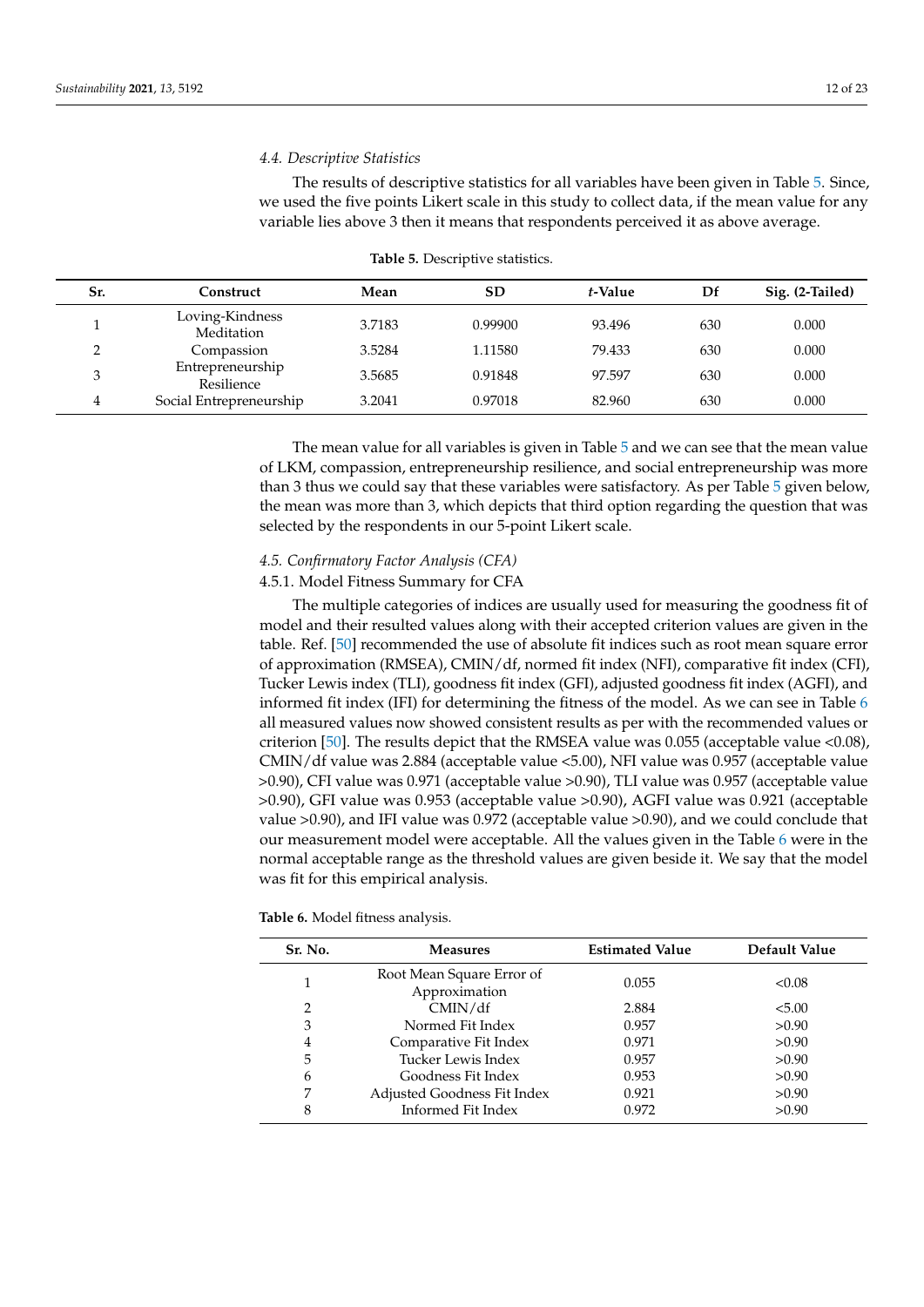### 4.4. Descriptive Statistics

The results of descriptive statistics for all variables have been given in Table 5. Since, we used the five points Likert scale in this study to collect data, if the mean value for any variable lies above 3 then it means that respondents perceived it as above average.

**Table 5.** Descriptive statistics.

| Sr. | Construct | Mean | SD | *t*-Value | Df | Sig. (2-Tailed) |
|---|---|---|---|---|---|---|
| 1 | Loving-Kindness Meditation | 3.7183 | 0.99900 | 93.496 | 630 | 0.000 |
| 2 | Compassion | 3.5284 | 1.11580 | 79.433 | 630 | 0.000 |
| 3 | Entrepreneurship Resilience | 3.5685 | 0.91848 | 97.597 | 630 | 0.000 |
| 4 | Social Entrepreneurship | 3.2041 | 0.97018 | 82.960 | 630 | 0.000 |

The mean value for all variables is given in Table 5 and we can see that the mean value of LKM, compassion, entrepreneurship resilience, and social entrepreneurship was more than 3 thus we could say that these variables were satisfactory. As per Table 5 given below, the mean was more than 3, which depicts that third option regarding the question that was selected by the respondents in our 5-point Likert scale.

### 4.5. Confirmatory Factor Analysis (CFA)

#### 4.5.1. Model Fitness Summary for CFA

The multiple categories of indices are usually used for measuring the goodness fit of model and their resulted values along with their accepted criterion values are given in the table. Ref. [50] recommended the use of absolute fit indices such as root mean square error of approximation (RMSEA), CMIN/df, normed fit index (NFI), comparative fit index (CFI), Tucker Lewis index (TLI), goodness fit index (GFI), adjusted goodness fit index (AGFI), and informed fit index (IFI) for determining the fitness of the model. As we can see in Table 6 all measured values now showed consistent results as per with the recommended values or criterion [50]. The results depict that the RMSEA value was 0.055 (acceptable value <0.08), CMIN/df value was 2.884 (acceptable value <5.00), NFI value was 0.957 (acceptable value >0.90), CFI value was 0.971 (acceptable value >0.90), TLI value was 0.957 (acceptable value >0.90), GFI value was 0.953 (acceptable value >0.90), AGFI value was 0.921 (acceptable value >0.90), and IFI value was 0.972 (acceptable value >0.90), and we could conclude that our measurement model were acceptable. All the values given in the Table 6 were in the normal acceptable range as the threshold values are given beside it. We say that the model was fit for this empirical analysis.

**Table 6.** Model fitness analysis.

| Sr. No. | Measures | Estimated Value | Default Value |
|---|---|---|---|
| 1 | Root Mean Square Error of Approximation | 0.055 | <0.08 |
| 2 | CMIN/df | 2.884 | <5.00 |
| 3 | Normed Fit Index | 0.957 | >0.90 |
| 4 | Comparative Fit Index | 0.971 | >0.90 |
| 5 | Tucker Lewis Index | 0.957 | >0.90 |
| 6 | Goodness Fit Index | 0.953 | >0.90 |
| 7 | Adjusted Goodness Fit Index | 0.921 | >0.90 |
| 8 | Informed Fit Index | 0.972 | >0.90 |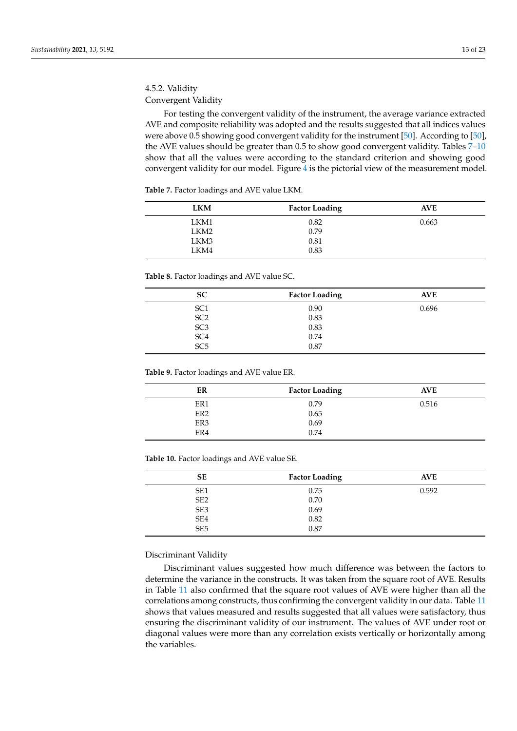#### 4.5.2. Validity

##### Convergent Validity

For testing the convergent validity of the instrument, the average variance extracted AVE and composite reliability was adopted and the results suggested that all indices values were above 0.5 showing good convergent validity for the instrument [50]. According to [50], the AVE values should be greater than 0.5 to show good convergent validity. Tables 7–10 show that all the values were according to the standard criterion and showing good convergent validity for our model. Figure 4 is the pictorial view of the measurement model.

**Table 7.** Factor loadings and AVE value LKM.

| LKM | Factor Loading | AVE |
|---|---|---|
| LKM1 | 0.82 | 0.663 |
| LKM2 | 0.79 | |
| LKM3 | 0.81 | |
| LKM4 | 0.83 | |

**Table 8.** Factor loadings and AVE value SC.

| SC | Factor Loading | AVE |
|---|---|---|
| SC1 | 0.90 | 0.696 |
| SC2 | 0.83 | |
| SC3 | 0.83 | |
| SC4 | 0.74 | |
| SC5 | 0.87 | |

**Table 9.** Factor loadings and AVE value ER.

| ER | Factor Loading | AVE |
|---|---|---|
| ER1 | 0.79 | 0.516 |
| ER2 | 0.65 | |
| ER3 | 0.69 | |
| ER4 | 0.74 | |

**Table 10.** Factor loadings and AVE value SE.

| SE | Factor Loading | AVE |
|---|---|---|
| SE1 | 0.75 | 0.592 |
| SE2 | 0.70 | |
| SE3 | 0.69 | |
| SE4 | 0.82 | |
| SE5 | 0.87 | |

##### Discriminant Validity

Discriminant values suggested how much difference was between the factors to determine the variance in the constructs. It was taken from the square root of AVE. Results in Table 11 also confirmed that the square root values of AVE were higher than all the correlations among constructs, thus confirming the convergent validity in our data. Table 11 shows that values measured and results suggested that all values were satisfactory, thus ensuring the discriminant validity of our instrument. The values of AVE under root or diagonal values were more than any correlation exists vertically or horizontally among the variables.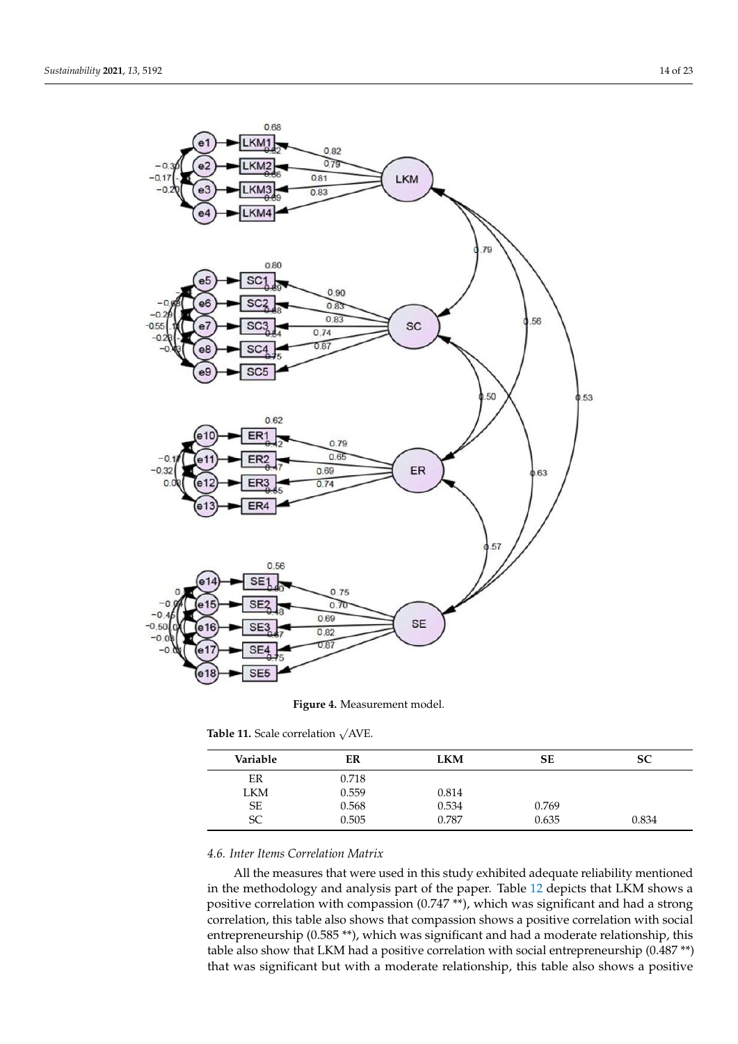**Figure 4.** Measurement model.

**Table 11.** Scale correlation √AVE.

| Variable | ER | LKM | SE | SC |
|---|---|---|---|---|
| ER | 0.718 | | | |
| LKM | 0.559 | 0.814 | | |
| SE | 0.568 | 0.534 | 0.769 | |
| SC | 0.505 | 0.787 | 0.635 | 0.834 |

### *4.6. Inter Items Correlation Matrix*

All the measures that were used in this study exhibited adequate reliability mentioned in the methodology and analysis part of the paper. Table 12 depicts that LKM shows a positive correlation with compassion (0.747 **), which was significant and had a strong correlation, this table also shows that compassion shows a positive correlation with social entrepreneurship (0.585 **), which was significant and had a moderate relationship, this table also show that LKM had a positive correlation with social entrepreneurship (0.487 **) that was significant but with a moderate relationship, this table also shows a positive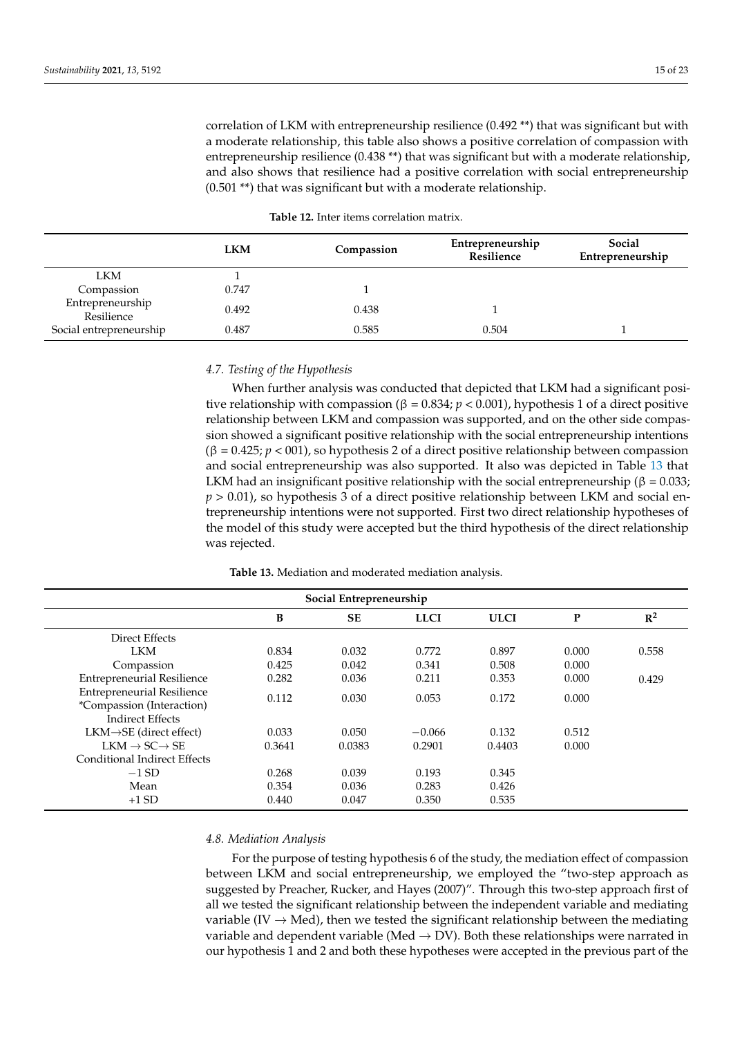correlation of LKM with entrepreneurship resilience (0.492 **) that was significant but with a moderate relationship, this table also shows a positive correlation of compassion with entrepreneurship resilience (0.438 **) that was significant but with a moderate relationship, and also shows that resilience had a positive correlation with social entrepreneurship (0.501 **) that was significant but with a moderate relationship.

**Table 12.** Inter items correlation matrix.

| | LKM | Compassion | Entrepreneurship Resilience | Social Entrepreneurship |
|---|---|---|---|---|
| LKM | 1 | | | |
| Compassion | 0.747 | 1 | | |
| Entrepreneurship Resilience | 0.492 | 0.438 | 1 | |
| Social entrepreneurship | 0.487 | 0.585 | 0.504 | 1 |

### 4.7. Testing of the Hypothesis

When further analysis was conducted that depicted that LKM had a significant positive relationship with compassion (β = 0.834; $p < 0.001$), hypothesis 1 of a direct positive relationship between LKM and compassion was supported, and on the other side compassion showed a significant positive relationship with the social entrepreneurship intentions (β = 0.425; $p < 001$), so hypothesis 2 of a direct positive relationship between compassion and social entrepreneurship was also supported. It also was depicted in Table 13 that LKM had an insignificant positive relationship with the social entrepreneurship (β = 0.033; $p > 0.01$), so hypothesis 3 of a direct positive relationship between LKM and social entrepreneurship intentions were not supported. First two direct relationship hypotheses of the model of this study were accepted but the third hypothesis of the direct relationship was rejected.

**Table 13.** Mediation and moderated mediation analysis.

| | Social Entrepreneurship | | | | | |
|---|---|---|---|---|---|---|
| | B | SE | LLCI | ULCI | P | $R^2$ |
| Direct Effects | | | | | | |
| LKM | 0.834 | 0.032 | 0.772 | 0.897 | 0.000 | 0.558 |
| Compassion | 0.425 | 0.042 | 0.341 | 0.508 | 0.000 | |
| Entrepreneurial Resilience | 0.282 | 0.036 | 0.211 | 0.353 | 0.000 | 0.429 |
| Entrepreneurial Resilience *Compassion (Interaction) | 0.112 | 0.030 | 0.053 | 0.172 | 0.000 | |
| Indirect Effects | | | | | | |
| LKM→SE (direct effect) | 0.033 | 0.050 | −0.066 | 0.132 | 0.512 | |
| LKM → SC→ SE | 0.3641 | 0.0383 | 0.2901 | 0.4403 | 0.000 | |
| Conditional Indirect Effects | | | | | | |
| −1 SD | 0.268 | 0.039 | 0.193 | 0.345 | | |
| Mean | 0.354 | 0.036 | 0.283 | 0.426 | | |
| +1 SD | 0.440 | 0.047 | 0.350 | 0.535 | | |

### 4.8. Mediation Analysis

For the purpose of testing hypothesis 6 of the study, the mediation effect of compassion between LKM and social entrepreneurship, we employed the "two-step approach as suggested by Preacher, Rucker, and Hayes (2007)". Through this two-step approach first of all we tested the significant relationship between the independent variable and mediating variable (IV → Med), then we tested the significant relationship between the mediating variable and dependent variable (Med → DV). Both these relationships were narrated in our hypothesis 1 and 2 and both these hypotheses were accepted in the previous part of the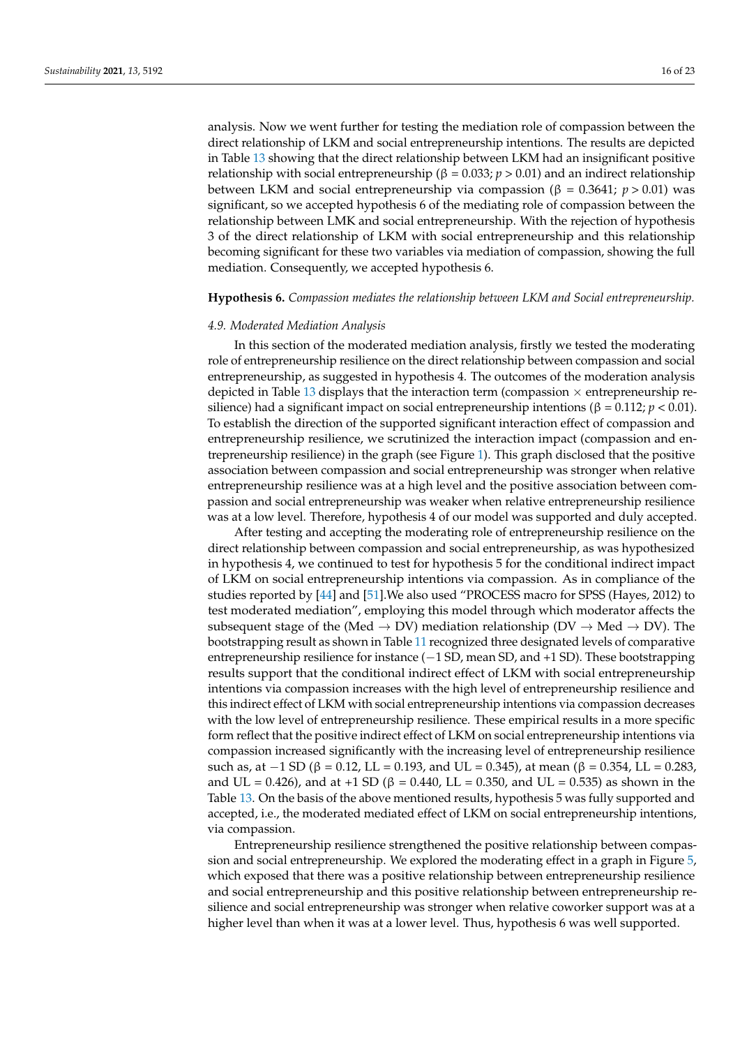analysis. Now we went further for testing the mediation role of compassion between the direct relationship of LKM and social entrepreneurship intentions. The results are depicted in Table 13 showing that the direct relationship between LKM had an insignificant positive relationship with social entrepreneurship (β = 0.033; $p > 0.01$) and an indirect relationship between LKM and social entrepreneurship via compassion (β = 0.3641; $p > 0.01$) was significant, so we accepted hypothesis 6 of the mediating role of compassion between the relationship between LMK and social entrepreneurship. With the rejection of hypothesis 3 of the direct relationship of LKM with social entrepreneurship and this relationship becoming significant for these two variables via mediation of compassion, showing the full mediation. Consequently, we accepted hypothesis 6.

**Hypothesis 6.** *Compassion mediates the relationship between LKM and Social entrepreneurship.*

#### *4.9. Moderated Mediation Analysis*

In this section of the moderated mediation analysis, firstly we tested the moderating role of entrepreneurship resilience on the direct relationship between compassion and social entrepreneurship, as suggested in hypothesis 4. The outcomes of the moderation analysis depicted in Table 13 displays that the interaction term (compassion × entrepreneurship resilience) had a significant impact on social entrepreneurship intentions (β = 0.112; $p < 0.01$). To establish the direction of the supported significant interaction effect of compassion and entrepreneurship resilience, we scrutinized the interaction impact (compassion and entrepreneurship resilience) in the graph (see Figure 1). This graph disclosed that the positive association between compassion and social entrepreneurship was stronger when relative entrepreneurship resilience was at a high level and the positive association between compassion and social entrepreneurship was weaker when relative entrepreneurship resilience was at a low level. Therefore, hypothesis 4 of our model was supported and duly accepted.

After testing and accepting the moderating role of entrepreneurship resilience on the direct relationship between compassion and social entrepreneurship, as was hypothesized in hypothesis 4, we continued to test for hypothesis 5 for the conditional indirect impact of LKM on social entrepreneurship intentions via compassion. As in compliance of the studies reported by [44] and [51].We also used "PROCESS macro for SPSS (Hayes, 2012) to test moderated mediation", employing this model through which moderator affects the subsequent stage of the (Med → DV) mediation relationship (DV → Med → DV). The bootstrapping result as shown in Table 11 recognized three designated levels of comparative entrepreneurship resilience for instance (−1 SD, mean SD, and +1 SD). These bootstrapping results support that the conditional indirect effect of LKM with social entrepreneurship intentions via compassion increases with the high level of entrepreneurship resilience and this indirect effect of LKM with social entrepreneurship intentions via compassion decreases with the low level of entrepreneurship resilience. These empirical results in a more specific form reflect that the positive indirect effect of LKM on social entrepreneurship intentions via compassion increased significantly with the increasing level of entrepreneurship resilience such as, at −1 SD (β = 0.12, LL = 0.193, and UL = 0.345), at mean (β = 0.354, LL = 0.283, and UL = 0.426), and at +1 SD (β = 0.440, LL = 0.350, and UL = 0.535) as shown in the Table 13. On the basis of the above mentioned results, hypothesis 5 was fully supported and accepted, i.e., the moderated mediated effect of LKM on social entrepreneurship intentions, via compassion.

Entrepreneurship resilience strengthened the positive relationship between compassion and social entrepreneurship. We explored the moderating effect in a graph in Figure 5, which exposed that there was a positive relationship between entrepreneurship resilience and social entrepreneurship and this positive relationship between entrepreneurship resilience and social entrepreneurship was stronger when relative coworker support was at a higher level than when it was at a lower level. Thus, hypothesis 6 was well supported.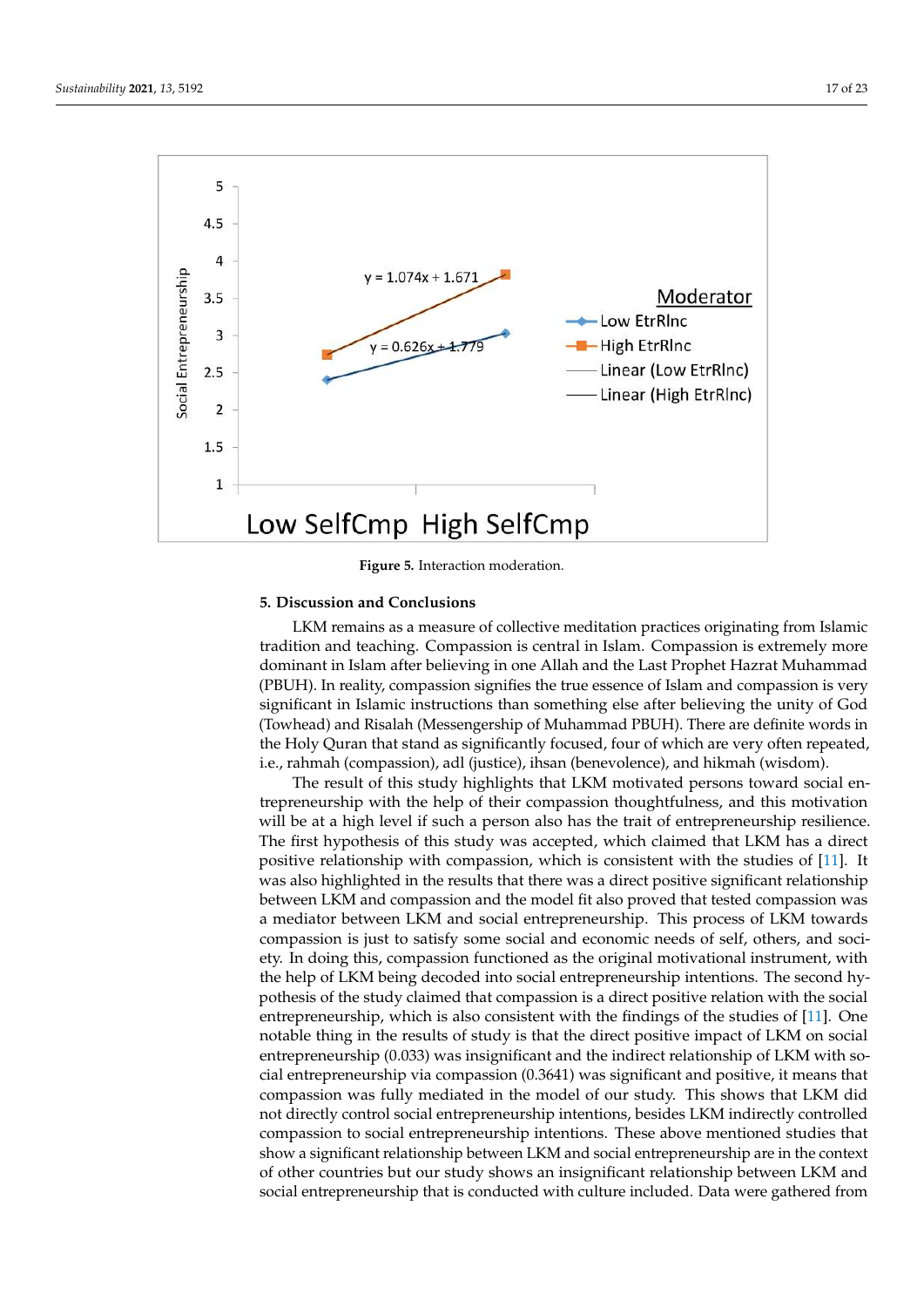Figure 5. Interaction moderation.

## 5. Discussion and Conclusions

LKM remains as a measure of collective meditation practices originating from Islamic tradition and teaching. Compassion is central in Islam. Compassion is extremely more dominant in Islam after believing in one Allah and the Last Prophet Hazrat Muhammad (PBUH). In reality, compassion signifies the true essence of Islam and compassion is very significant in Islamic instructions than something else after believing the unity of God (Towhead) and Risalah (Messengership of Muhammad PBUH). There are definite words in the Holy Quran that stand as significantly focused, four of which are very often repeated, i.e., rahmah (compassion), adl (justice), ihsan (benevolence), and hikmah (wisdom).

The result of this study highlights that LKM motivated persons toward social entrepreneurship with the help of their compassion thoughtfulness, and this motivation will be at a high level if such a person also has the trait of entrepreneurship resilience. The first hypothesis of this study was accepted, which claimed that LKM has a direct positive relationship with compassion, which is consistent with the studies of [11]. It was also highlighted in the results that there was a direct positive significant relationship between LKM and compassion and the model fit also proved that tested compassion was a mediator between LKM and social entrepreneurship. This process of LKM towards compassion is just to satisfy some social and economic needs of self, others, and society. In doing this, compassion functioned as the original motivational instrument, with the help of LKM being decoded into social entrepreneurship intentions. The second hypothesis of the study claimed that compassion is a direct positive relation with the social entrepreneurship, which is also consistent with the findings of the studies of [11]. One notable thing in the results of study is that the direct positive impact of LKM on social entrepreneurship (0.033) was insignificant and the indirect relationship of LKM with social entrepreneurship via compassion (0.3641) was significant and positive, it means that compassion was fully mediated in the model of our study. This shows that LKM did not directly control social entrepreneurship intentions, besides LKM indirectly controlled compassion to social entrepreneurship intentions. These above mentioned studies that show a significant relationship between LKM and social entrepreneurship are in the context of other countries but our study shows an insignificant relationship between LKM and social entrepreneurship that is conducted with culture included. Data were gathered from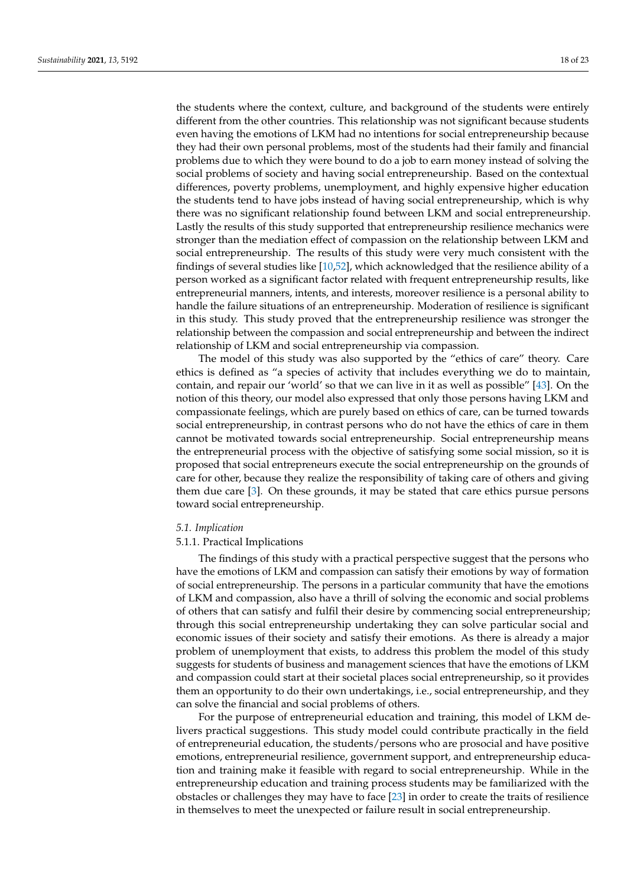the students where the context, culture, and background of the students were entirely different from the other countries. This relationship was not significant because students even having the emotions of LKM had no intentions for social entrepreneurship because they had their own personal problems, most of the students had their family and financial problems due to which they were bound to do a job to earn money instead of solving the social problems of society and having social entrepreneurship. Based on the contextual differences, poverty problems, unemployment, and highly expensive higher education the students tend to have jobs instead of having social entrepreneurship, which is why there was no significant relationship found between LKM and social entrepreneurship. Lastly the results of this study supported that entrepreneurship resilience mechanics were stronger than the mediation effect of compassion on the relationship between LKM and social entrepreneurship. The results of this study were very much consistent with the findings of several studies like [10,52], which acknowledged that the resilience ability of a person worked as a significant factor related with frequent entrepreneurship results, like entrepreneurial manners, intents, and interests, moreover resilience is a personal ability to handle the failure situations of an entrepreneurship. Moderation of resilience is significant in this study. This study proved that the entrepreneurship resilience was stronger the relationship between the compassion and social entrepreneurship and between the indirect relationship of LKM and social entrepreneurship via compassion.

The model of this study was also supported by the "ethics of care" theory. Care ethics is defined as "a species of activity that includes everything we do to maintain, contain, and repair our 'world' so that we can live in it as well as possible" [43]. On the notion of this theory, our model also expressed that only those persons having LKM and compassionate feelings, which are purely based on ethics of care, can be turned towards social entrepreneurship, in contrast persons who do not have the ethics of care in them cannot be motivated towards social entrepreneurship. Social entrepreneurship means the entrepreneurial process with the objective of satisfying some social mission, so it is proposed that social entrepreneurs execute the social entrepreneurship on the grounds of care for other, because they realize the responsibility of taking care of others and giving them due care [3]. On these grounds, it may be stated that care ethics pursue persons toward social entrepreneurship.

### *5.1. Implication*

#### 5.1.1. Practical Implications

The findings of this study with a practical perspective suggest that the persons who have the emotions of LKM and compassion can satisfy their emotions by way of formation of social entrepreneurship. The persons in a particular community that have the emotions of LKM and compassion, also have a thrill of solving the economic and social problems of others that can satisfy and fulfil their desire by commencing social entrepreneurship; through this social entrepreneurship undertaking they can solve particular social and economic issues of their society and satisfy their emotions. As there is already a major problem of unemployment that exists, to address this problem the model of this study suggests for students of business and management sciences that have the emotions of LKM and compassion could start at their societal places social entrepreneurship, so it provides them an opportunity to do their own undertakings, i.e., social entrepreneurship, and they can solve the financial and social problems of others.

For the purpose of entrepreneurial education and training, this model of LKM delivers practical suggestions. This study model could contribute practically in the field of entrepreneurial education, the students/persons who are prosocial and have positive emotions, entrepreneurial resilience, government support, and entrepreneurship education and training make it feasible with regard to social entrepreneurship. While in the entrepreneurship education and training process students may be familiarized with the obstacles or challenges they may have to face [23] in order to create the traits of resilience in themselves to meet the unexpected or failure result in social entrepreneurship.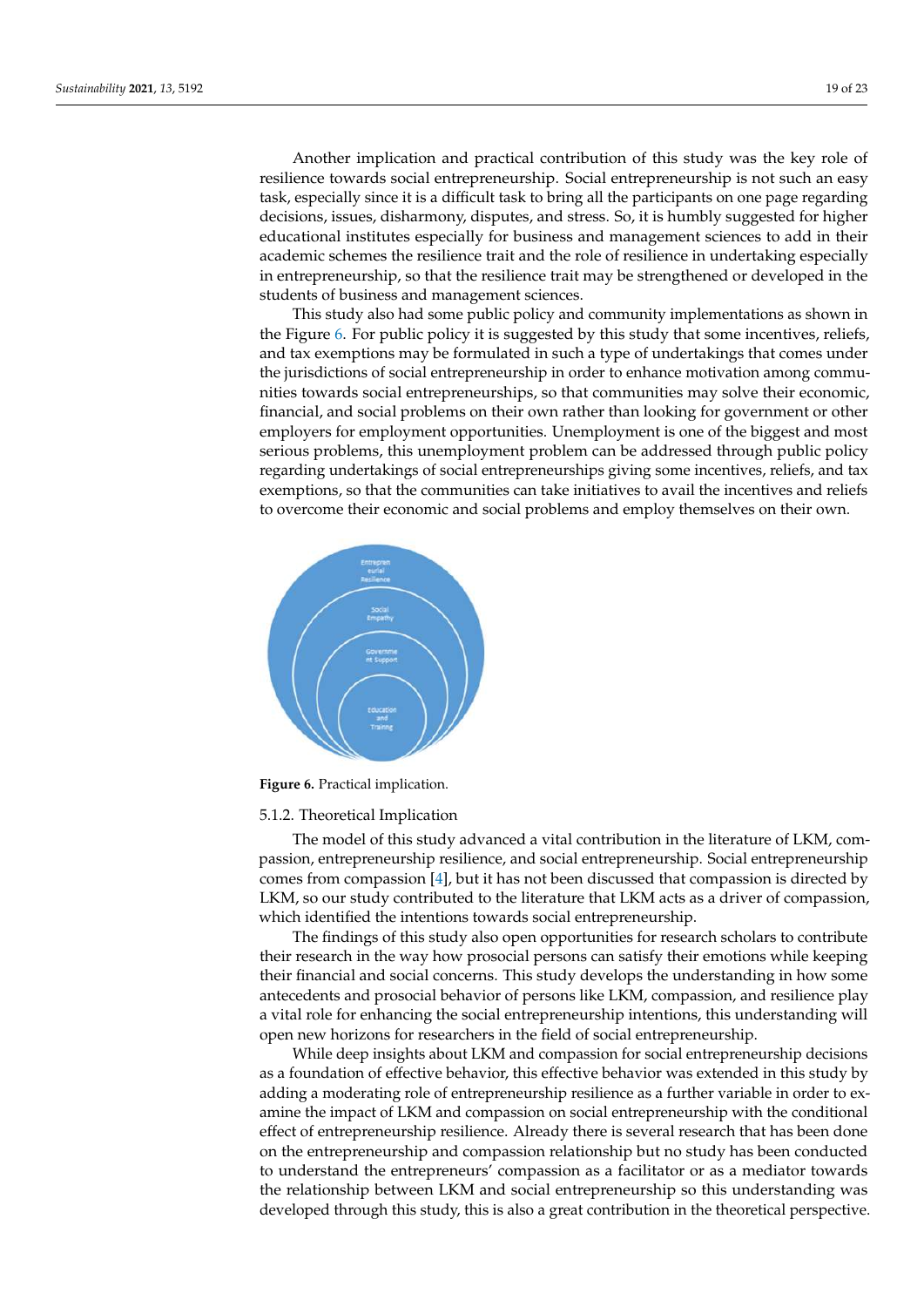Another implication and practical contribution of this study was the key role of resilience towards social entrepreneurship. Social entrepreneurship is not such an easy task, especially since it is a difficult task to bring all the participants on one page regarding decisions, issues, disharmony, disputes, and stress. So, it is humbly suggested for higher educational institutes especially for business and management sciences to add in their academic schemes the resilience trait and the role of resilience in undertaking especially in entrepreneurship, so that the resilience trait may be strengthened or developed in the students of business and management sciences.

This study also had some public policy and community implementations as shown in the Figure 6. For public policy it is suggested by this study that some incentives, reliefs, and tax exemptions may be formulated in such a type of undertakings that comes under the jurisdictions of social entrepreneurship in order to enhance motivation among communities towards social entrepreneurships, so that communities may solve their economic, financial, and social problems on their own rather than looking for government or other employers for employment opportunities. Unemployment is one of the biggest and most serious problems, this unemployment problem can be addressed through public policy regarding undertakings of social entrepreneurships giving some incentives, reliefs, and tax exemptions, so that the communities can take initiatives to avail the incentives and reliefs to overcome their economic and social problems and employ themselves on their own.

Entrepreneurial Resilience

Social Empathy

Government Support

Education and Training

**Figure 6.** Practical implication.

#### 5.1.2. Theoretical Implication

The model of this study advanced a vital contribution in the literature of LKM, compassion, entrepreneurship resilience, and social entrepreneurship. Social entrepreneurship comes from compassion [4], but it has not been discussed that compassion is directed by LKM, so our study contributed to the literature that LKM acts as a driver of compassion, which identified the intentions towards social entrepreneurship.

The findings of this study also open opportunities for research scholars to contribute their research in the way how prosocial persons can satisfy their emotions while keeping their financial and social concerns. This study develops the understanding in how some antecedents and prosocial behavior of persons like LKM, compassion, and resilience play a vital role for enhancing the social entrepreneurship intentions, this understanding will open new horizons for researchers in the field of social entrepreneurship.

While deep insights about LKM and compassion for social entrepreneurship decisions as a foundation of effective behavior, this effective behavior was extended in this study by adding a moderating role of entrepreneurship resilience as a further variable in order to examine the impact of LKM and compassion on social entrepreneurship with the conditional effect of entrepreneurship resilience. Already there is several research that has been done on the entrepreneurship and compassion relationship but no study has been conducted to understand the entrepreneurs' compassion as a facilitator or as a mediator towards the relationship between LKM and social entrepreneurship so this understanding was developed through this study, this is also a great contribution in the theoretical perspective.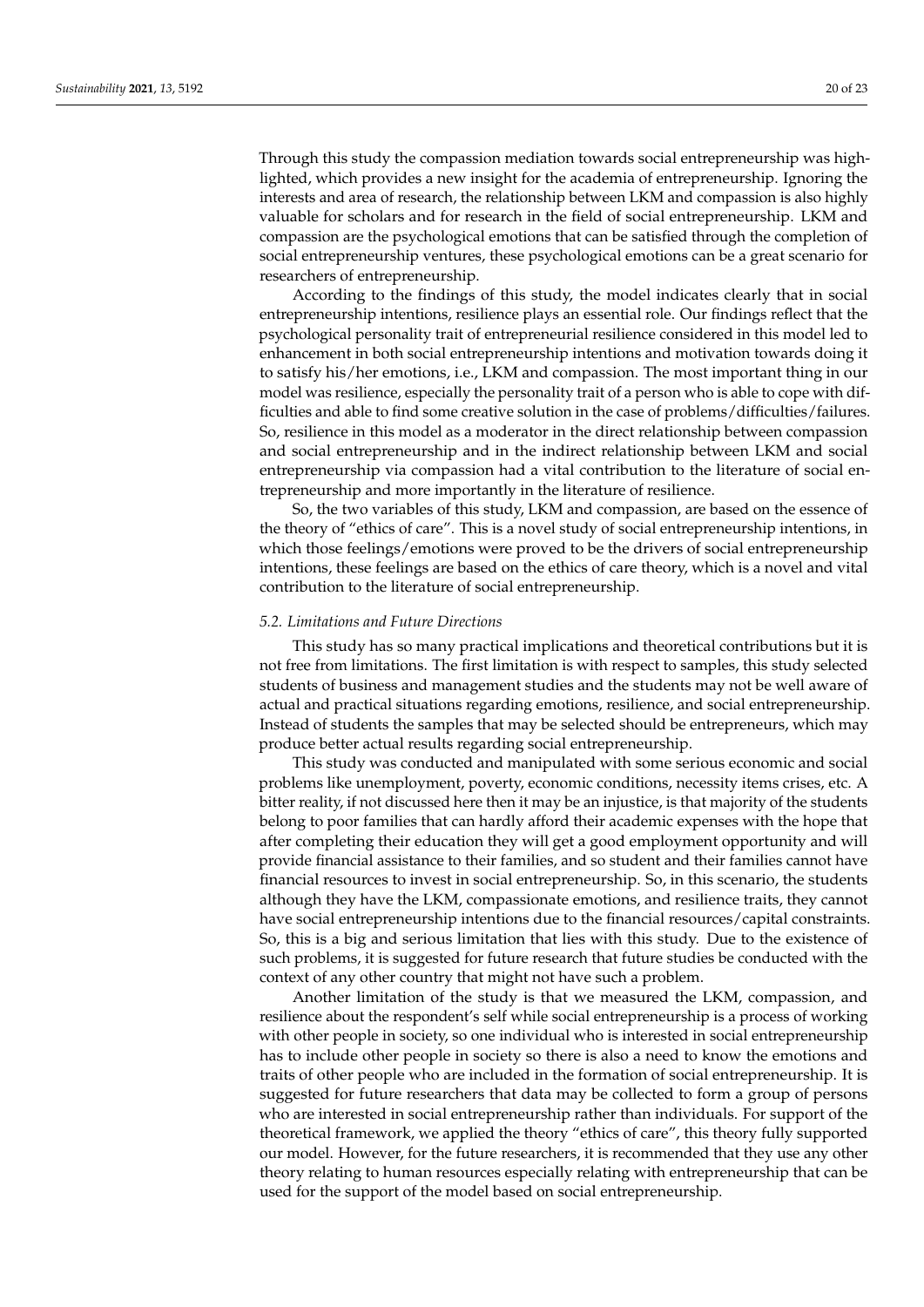Through this study the compassion mediation towards social entrepreneurship was highlighted, which provides a new insight for the academia of entrepreneurship. Ignoring the interests and area of research, the relationship between LKM and compassion is also highly valuable for scholars and for research in the field of social entrepreneurship. LKM and compassion are the psychological emotions that can be satisfied through the completion of social entrepreneurship ventures, these psychological emotions can be a great scenario for researchers of entrepreneurship.

According to the findings of this study, the model indicates clearly that in social entrepreneurship intentions, resilience plays an essential role. Our findings reflect that the psychological personality trait of entrepreneurial resilience considered in this model led to enhancement in both social entrepreneurship intentions and motivation towards doing it to satisfy his/her emotions, i.e., LKM and compassion. The most important thing in our model was resilience, especially the personality trait of a person who is able to cope with difficulties and able to find some creative solution in the case of problems/difficulties/failures. So, resilience in this model as a moderator in the direct relationship between compassion and social entrepreneurship and in the indirect relationship between LKM and social entrepreneurship via compassion had a vital contribution to the literature of social entrepreneurship and more importantly in the literature of resilience.

So, the two variables of this study, LKM and compassion, are based on the essence of the theory of "ethics of care". This is a novel study of social entrepreneurship intentions, in which those feelings/emotions were proved to be the drivers of social entrepreneurship intentions, these feelings are based on the ethics of care theory, which is a novel and vital contribution to the literature of social entrepreneurship.

### *5.2. Limitations and Future Directions*

This study has so many practical implications and theoretical contributions but it is not free from limitations. The first limitation is with respect to samples, this study selected students of business and management studies and the students may not be well aware of actual and practical situations regarding emotions, resilience, and social entrepreneurship. Instead of students the samples that may be selected should be entrepreneurs, which may produce better actual results regarding social entrepreneurship.

This study was conducted and manipulated with some serious economic and social problems like unemployment, poverty, economic conditions, necessity items crises, etc. A bitter reality, if not discussed here then it may be an injustice, is that majority of the students belong to poor families that can hardly afford their academic expenses with the hope that after completing their education they will get a good employment opportunity and will provide financial assistance to their families, and so student and their families cannot have financial resources to invest in social entrepreneurship. So, in this scenario, the students although they have the LKM, compassionate emotions, and resilience traits, they cannot have social entrepreneurship intentions due to the financial resources/capital constraints. So, this is a big and serious limitation that lies with this study. Due to the existence of such problems, it is suggested for future research that future studies be conducted with the context of any other country that might not have such a problem.

Another limitation of the study is that we measured the LKM, compassion, and resilience about the respondent's self while social entrepreneurship is a process of working with other people in society, so one individual who is interested in social entrepreneurship has to include other people in society so there is also a need to know the emotions and traits of other people who are included in the formation of social entrepreneurship. It is suggested for future researchers that data may be collected to form a group of persons who are interested in social entrepreneurship rather than individuals. For support of the theoretical framework, we applied the theory "ethics of care", this theory fully supported our model. However, for the future researchers, it is recommended that they use any other theory relating to human resources especially relating with entrepreneurship that can be used for the support of the model based on social entrepreneurship.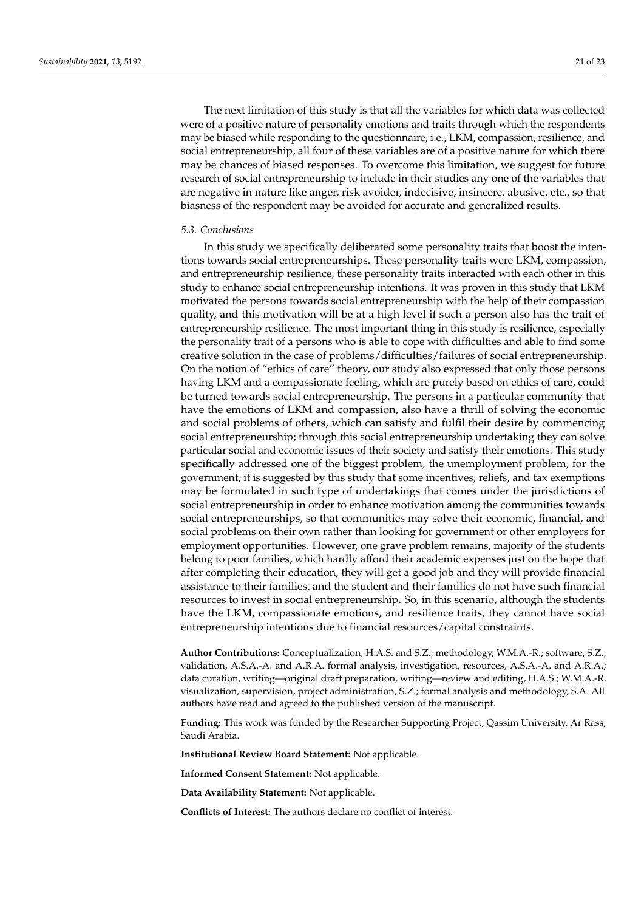The next limitation of this study is that all the variables for which data was collected were of a positive nature of personality emotions and traits through which the respondents may be biased while responding to the questionnaire, i.e., LKM, compassion, resilience, and social entrepreneurship, all four of these variables are of a positive nature for which there may be chances of biased responses. To overcome this limitation, we suggest for future research of social entrepreneurship to include in their studies any one of the variables that are negative in nature like anger, risk avoider, indecisive, insincere, abusive, etc., so that biasness of the respondent may be avoided for accurate and generalized results.

### *5.3. Conclusions*

In this study we specifically deliberated some personality traits that boost the intentions towards social entrepreneurships. These personality traits were LKM, compassion, and entrepreneurship resilience, these personality traits interacted with each other in this study to enhance social entrepreneurship intentions. It was proven in this study that LKM motivated the persons towards social entrepreneurship with the help of their compassion quality, and this motivation will be at a high level if such a person also has the trait of entrepreneurship resilience. The most important thing in this study is resilience, especially the personality trait of a persons who is able to cope with difficulties and able to find some creative solution in the case of problems/difficulties/failures of social entrepreneurship. On the notion of "ethics of care" theory, our study also expressed that only those persons having LKM and a compassionate feeling, which are purely based on ethics of care, could be turned towards social entrepreneurship. The persons in a particular community that have the emotions of LKM and compassion, also have a thrill of solving the economic and social problems of others, which can satisfy and fulfil their desire by commencing social entrepreneurship; through this social entrepreneurship undertaking they can solve particular social and economic issues of their society and satisfy their emotions. This study specifically addressed one of the biggest problem, the unemployment problem, for the government, it is suggested by this study that some incentives, reliefs, and tax exemptions may be formulated in such type of undertakings that comes under the jurisdictions of social entrepreneurship in order to enhance motivation among the communities towards social entrepreneurships, so that communities may solve their economic, financial, and social problems on their own rather than looking for government or other employers for employment opportunities. However, one grave problem remains, majority of the students belong to poor families, which hardly afford their academic expenses just on the hope that after completing their education, they will get a good job and they will provide financial assistance to their families, and the student and their families do not have such financial resources to invest in social entrepreneurship. So, in this scenario, although the students have the LKM, compassionate emotions, and resilience traits, they cannot have social entrepreneurship intentions due to financial resources/capital constraints.

**Author Contributions:** Conceptualization, H.A.S. and S.Z.; methodology, W.M.A.-R.; software, S.Z.; validation, A.S.A.-A. and A.R.A. formal analysis, investigation, resources, A.S.A.-A. and A.R.A.; data curation, writing—original draft preparation, writing—review and editing, H.A.S.; W.M.A.-R. visualization, supervision, project administration, S.Z.; formal analysis and methodology, S.A. All authors have read and agreed to the published version of the manuscript.

**Funding:** This work was funded by the Researcher Supporting Project, Qassim University, Ar Rass, Saudi Arabia.

**Institutional Review Board Statement:** Not applicable.

**Informed Consent Statement:** Not applicable.

**Data Availability Statement:** Not applicable.

**Conflicts of Interest:** The authors declare no conflict of interest.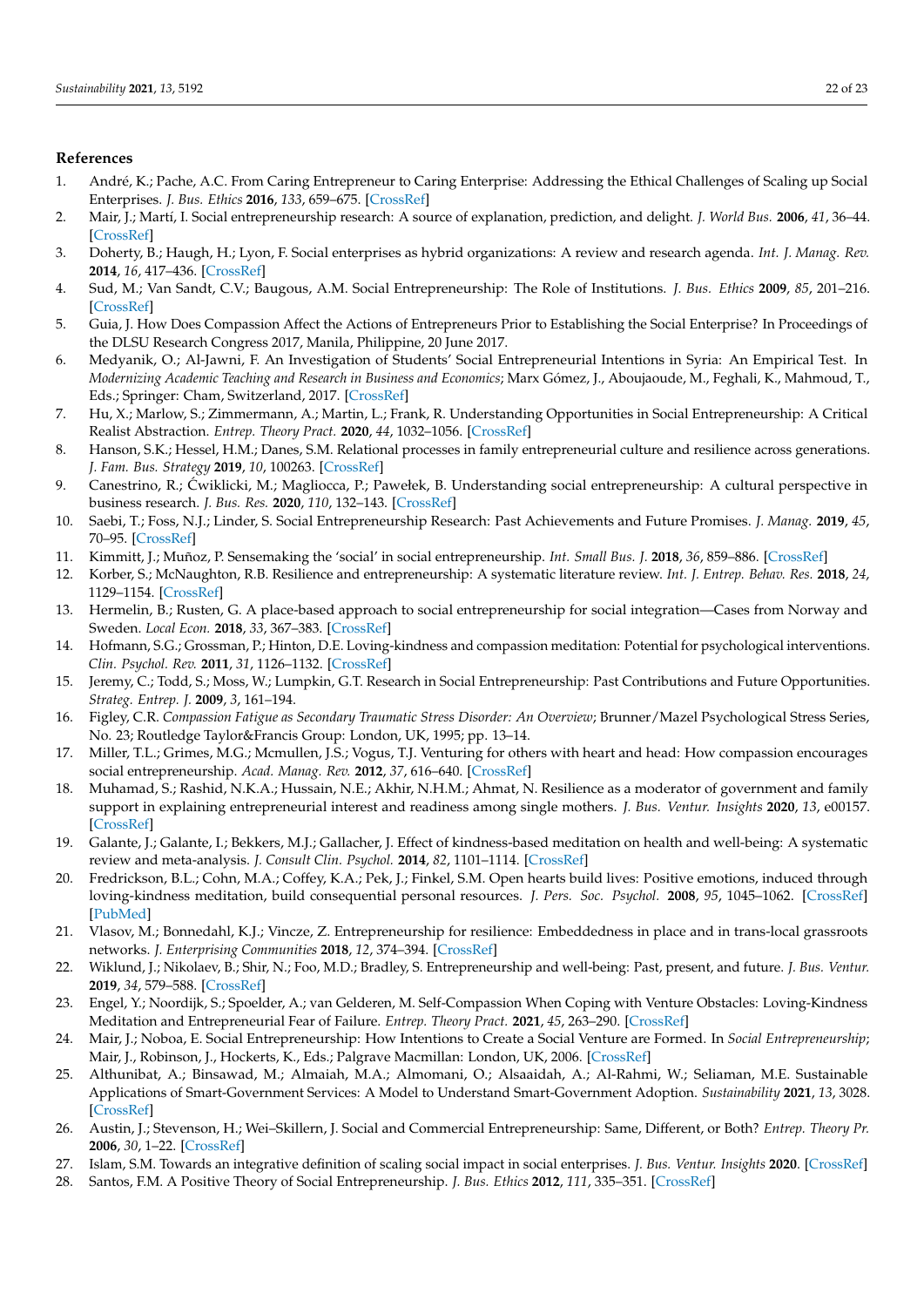## References

1. André, K.; Pache, A.C. From Caring Entrepreneur to Caring Enterprise: Addressing the Ethical Challenges of Scaling up Social Enterprises. *J. Bus. Ethics* **2016**, *133*, 659–675. [CrossRef]
2. Mair, J.; Martí, I. Social entrepreneurship research: A source of explanation, prediction, and delight. *J. World Bus.* **2006**, *41*, 36–44. [CrossRef]
3. Doherty, B.; Haugh, H.; Lyon, F. Social enterprises as hybrid organizations: A review and research agenda. *Int. J. Manag. Rev.* **2014**, *16*, 417–436. [CrossRef]
4. Sud, M.; Van Sandt, C.V.; Baugous, A.M. Social Entrepreneurship: The Role of Institutions. *J. Bus. Ethics* **2009**, *85*, 201–216. [CrossRef]
5. Guia, J. How Does Compassion Affect the Actions of Entrepreneurs Prior to Establishing the Social Enterprise? In Proceedings of the DLSU Research Congress 2017, Manila, Philippine, 20 June 2017.
6. Medyanik, O.; Al-Jawni, F. An Investigation of Students' Social Entrepreneurial Intentions in Syria: An Empirical Test. In *Modernizing Academic Teaching and Research in Business and Economics*; Marx Gómez, J., Aboujaoude, M., Feghali, K., Mahmoud, T., Eds.; Springer: Cham, Switzerland, 2017. [CrossRef]
7. Hu, X.; Marlow, S.; Zimmermann, A.; Martin, L.; Frank, R. Understanding Opportunities in Social Entrepreneurship: A Critical Realist Abstraction. *Entrep. Theory Pract.* **2020**, *44*, 1032–1056. [CrossRef]
8. Hanson, S.K.; Hessel, H.M.; Danes, S.M. Relational processes in family entrepreneurial culture and resilience across generations. *J. Fam. Bus. Strategy* **2019**, *10*, 100263. [CrossRef]
9. Canestrino, R.; Ćwiklicki, M.; Magliocca, P.; Pawełek, B. Understanding social entrepreneurship: A cultural perspective in business research. *J. Bus. Res.* **2020**, *110*, 132–143. [CrossRef]
10. Saebi, T.; Foss, N.J.; Linder, S. Social Entrepreneurship Research: Past Achievements and Future Promises. *J. Manag.* **2019**, *45*, 70–95. [CrossRef]
11. Kimmitt, J.; Muñoz, P. Sensemaking the 'social' in social entrepreneurship. *Int. Small Bus. J.* **2018**, *36*, 859–886. [CrossRef]
12. Korber, S.; McNaughton, R.B. Resilience and entrepreneurship: A systematic literature review. *Int. J. Entrep. Behav. Res.* **2018**, *24*, 1129–1154. [CrossRef]
13. Hermelin, B.; Rusten, G. A place-based approach to social entrepreneurship for social integration—Cases from Norway and Sweden. *Local Econ.* **2018**, *33*, 367–383. [CrossRef]
14. Hofmann, S.G.; Grossman, P.; Hinton, D.E. Loving-kindness and compassion meditation: Potential for psychological interventions. *Clin. Psychol. Rev.* **2011**, *31*, 1126–1132. [CrossRef]
15. Jeremy, C.; Todd, S.; Moss, W.; Lumpkin, G.T. Research in Social Entrepreneurship: Past Contributions and Future Opportunities. *Strateg. Entrep. J.* **2009**, *3*, 161–194.
16. Figley, C.R. *Compassion Fatigue as Secondary Traumatic Stress Disorder: An Overview*; Brunner/Mazel Psychological Stress Series, No. 23; Routledge Taylor&Francis Group: London, UK, 1995; pp. 13–14.
17. Miller, T.L.; Grimes, M.G.; Mcmullen, J.S.; Vogus, T.J. Venturing for others with heart and head: How compassion encourages social entrepreneurship. *Acad. Manag. Rev.* **2012**, *37*, 616–640. [CrossRef]
18. Muhamad, S.; Rashid, N.K.A.; Hussain, N.E.; Akhir, N.H.M.; Ahmat, N. Resilience as a moderator of government and family support in explaining entrepreneurial interest and readiness among single mothers. *J. Bus. Ventur. Insights* **2020**, *13*, e00157. [CrossRef]
19. Galante, J.; Galante, I.; Bekkers, M.J.; Gallacher, J. Effect of kindness-based meditation on health and well-being: A systematic review and meta-analysis. *J. Consult Clin. Psychol.* **2014**, *82*, 1101–1114. [CrossRef]
20. Fredrickson, B.L.; Cohn, M.A.; Coffey, K.A.; Pek, J.; Finkel, S.M. Open hearts build lives: Positive emotions, induced through loving-kindness meditation, build consequential personal resources. *J. Pers. Soc. Psychol.* **2008**, *95*, 1045–1062. [CrossRef] [PubMed]
21. Vlasov, M.; Bonnedahl, K.J.; Vincze, Z. Entrepreneurship for resilience: Embeddedness in place and in trans-local grassroots networks. *J. Enterprising Communities* **2018**, *12*, 374–394. [CrossRef]
22. Wiklund, J.; Nikolaev, B.; Shir, N.; Foo, M.D.; Bradley, S. Entrepreneurship and well-being: Past, present, and future. *J. Bus. Ventur.* **2019**, *34*, 579–588. [CrossRef]
23. Engel, Y.; Noordijk, S.; Spoelder, A.; van Gelderen, M. Self-Compassion When Coping with Venture Obstacles: Loving-Kindness Meditation and Entrepreneurial Fear of Failure. *Entrep. Theory Pract.* **2021**, *45*, 263–290. [CrossRef]
24. Mair, J.; Noboa, E. Social Entrepreneurship: How Intentions to Create a Social Venture are Formed. In *Social Entrepreneurship*; Mair, J., Robinson, J., Hockerts, K., Eds.; Palgrave Macmillan: London, UK, 2006. [CrossRef]
25. Althunibat, A.; Binsawad, M.; Almaiah, M.A.; Almomani, O.; Alsaaidah, A.; Al-Rahmi, W.; Seliaman, M.E. Sustainable Applications of Smart-Government Services: A Model to Understand Smart-Government Adoption. *Sustainability* **2021**, *13*, 3028. [CrossRef]
26. Austin, J.; Stevenson, H.; Wei–Skillern, J. Social and Commercial Entrepreneurship: Same, Different, or Both? *Entrep. Theory Pr.* **2006**, *30*, 1–22. [CrossRef]
27. Islam, S.M. Towards an integrative definition of scaling social impact in social enterprises. *J. Bus. Ventur. Insights* **2020**. [CrossRef]
28. Santos, F.M. A Positive Theory of Social Entrepreneurship. *J. Bus. Ethics* **2012**, *111*, 335–351. [CrossRef]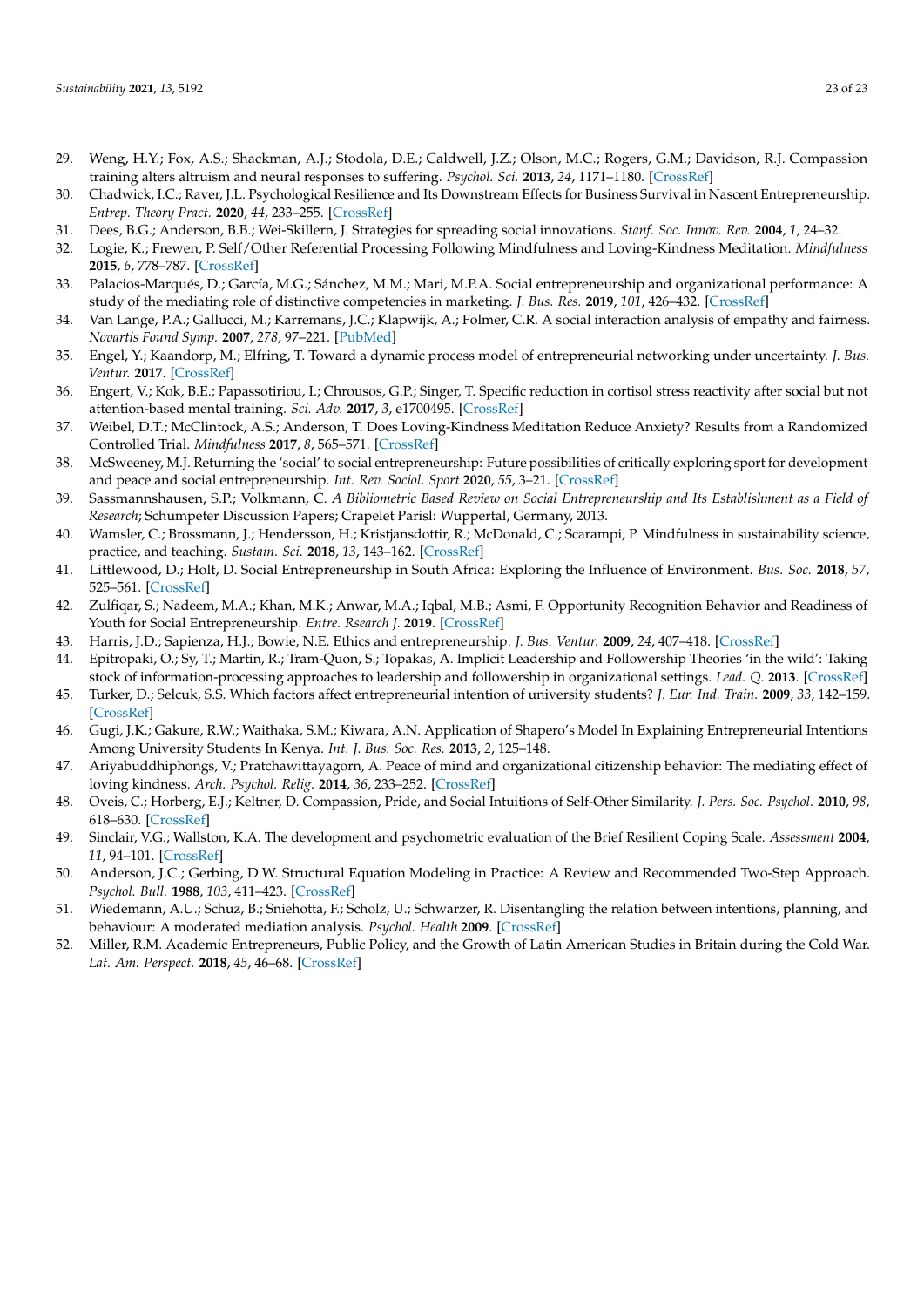29. Weng, H.Y.; Fox, A.S.; Shackman, A.J.; Stodola, D.E.; Caldwell, J.Z.; Olson, M.C.; Rogers, G.M.; Davidson, R.J. Compassion training alters altruism and neural responses to suffering. *Psychol. Sci.* **2013**, *24*, 1171–1180. [CrossRef]
30. Chadwick, I.C.; Raver, J.L. Psychological Resilience and Its Downstream Effects for Business Survival in Nascent Entrepreneurship. *Entrep. Theory Pract.* **2020**, *44*, 233–255. [CrossRef]
31. Dees, B.G.; Anderson, B.B.; Wei-Skillern, J. Strategies for spreading social innovations. *Stanf. Soc. Innov. Rev.* **2004**, *1*, 24–32.
32. Logie, K.; Frewen, P. Self/Other Referential Processing Following Mindfulness and Loving-Kindness Meditation. *Mindfulness* **2015**, *6*, 778–787. [CrossRef]
33. Palacios-Marqués, D.; García, M.G.; Sánchez, M.M.; Mari, M.P.A. Social entrepreneurship and organizational performance: A study of the mediating role of distinctive competencies in marketing. *J. Bus. Res.* **2019**, *101*, 426–432. [CrossRef]
34. Van Lange, P.A.; Gallucci, M.; Karremans, J.C.; Klapwijk, A.; Folmer, C.R. A social interaction analysis of empathy and fairness. *Novartis Found Symp.* **2007**, *278*, 97–221. [PubMed]
35. Engel, Y.; Kaandorp, M.; Elfring, T. Toward a dynamic process model of entrepreneurial networking under uncertainty. *J. Bus. Ventur.* **2017**. [CrossRef]
36. Engert, V.; Kok, B.E.; Papassotiriou, I.; Chrousos, G.P.; Singer, T. Specific reduction in cortisol stress reactivity after social but not attention-based mental training. *Sci. Adv.* **2017**, *3*, e1700495. [CrossRef]
37. Weibel, D.T.; McClintock, A.S.; Anderson, T. Does Loving-Kindness Meditation Reduce Anxiety? Results from a Randomized Controlled Trial. *Mindfulness* **2017**, *8*, 565–571. [CrossRef]
38. McSweeney, M.J. Returning the 'social' to social entrepreneurship: Future possibilities of critically exploring sport for development and peace and social entrepreneurship. *Int. Rev. Sociol. Sport* **2020**, *55*, 3–21. [CrossRef]
39. Sassmannshausen, S.P.; Volkmann, C. *A Bibliometric Based Review on Social Entrepreneurship and Its Establishment as a Field of Research*; Schumpeter Discussion Papers; Crapelet Parisl: Wuppertal, Germany, 2013.
40. Wamsler, C.; Brossmann, J.; Hendersson, H.; Kristjansdottir, R.; McDonald, C.; Scarampi, P. Mindfulness in sustainability science, practice, and teaching. *Sustain. Sci.* **2018**, *13*, 143–162. [CrossRef]
41. Littlewood, D.; Holt, D. Social Entrepreneurship in South Africa: Exploring the Influence of Environment. *Bus. Soc.* **2018**, *57*, 525–561. [CrossRef]
42. Zulfiqar, S.; Nadeem, M.A.; Khan, M.K.; Anwar, M.A.; Iqbal, M.B.; Asmi, F. Opportunity Recognition Behavior and Readiness of Youth for Social Entrepreneurship. *Entre. Rsearch J.* **2019**. [CrossRef]
43. Harris, J.D.; Sapienza, H.J.; Bowie, N.E. Ethics and entrepreneurship. *J. Bus. Ventur.* **2009**, *24*, 407–418. [CrossRef]
44. Epitropaki, O.; Sy, T.; Martin, R.; Tram-Quon, S.; Topakas, A. Implicit Leadership and Followership Theories 'in the wild': Taking stock of information-processing approaches to leadership and followership in organizational settings. *Lead. Q.* **2013**. [CrossRef]
45. Turker, D.; Selcuk, S.S. Which factors affect entrepreneurial intention of university students? *J. Eur. Ind. Train.* **2009**, *33*, 142–159. [CrossRef]
46. Gugi, J.K.; Gakure, R.W.; Waithaka, S.M.; Kiwara, A.N. Application of Shapero's Model In Explaining Entrepreneurial Intentions Among University Students In Kenya. *Int. J. Bus. Soc. Res.* **2013**, *2*, 125–148.
47. Ariyabuddhiphongs, V.; Pratchawittayagorn, A. Peace of mind and organizational citizenship behavior: The mediating effect of loving kindness. *Arch. Psychol. Relig.* **2014**, *36*, 233–252. [CrossRef]
48. Oveis, C.; Horberg, E.J.; Keltner, D. Compassion, Pride, and Social Intuitions of Self-Other Similarity. *J. Pers. Soc. Psychol.* **2010**, *98*, 618–630. [CrossRef]
49. Sinclair, V.G.; Wallston, K.A. The development and psychometric evaluation of the Brief Resilient Coping Scale. *Assessment* **2004**, *11*, 94–101. [CrossRef]
50. Anderson, J.C.; Gerbing, D.W. Structural Equation Modeling in Practice: A Review and Recommended Two-Step Approach. *Psychol. Bull.* **1988**, *103*, 411–423. [CrossRef]
51. Wiedemann, A.U.; Schuz, B.; Sniehotta, F.; Scholz, U.; Schwarzer, R. Disentangling the relation between intentions, planning, and behaviour: A moderated mediation analysis. *Psychol. Health* **2009**. [CrossRef]
52. Miller, R.M. Academic Entrepreneurs, Public Policy, and the Growth of Latin American Studies in Britain during the Cold War. *Lat. Am. Perspect.* **2018**, *45*, 46–68. [CrossRef]